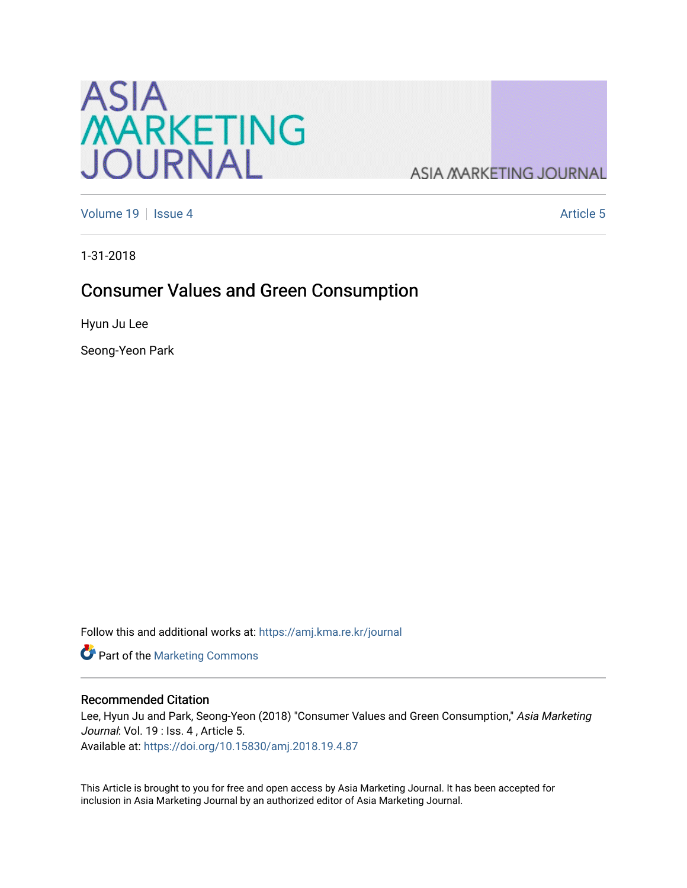# ASIA MARKETING JOURNAL

Volume 19 | Issue 4 | Article 5

1-31-2018

# Consumer Values and Green Consumption

Hyun Ju Lee

Seong-Yeon Park

Follow this and additional works at: https://amj.kma.re.kr/journal

Part of the Marketing Commons

## Recommended Citation

Lee, Hyun Ju and Park, Seong-Yeon (2018) "Consumer Values and Green Consumption," *Asia Marketing Journal*: Vol. 19 : Iss. 4 , Article 5.
Available at: https://doi.org/10.15830/amj.2018.19.4.87

This Article is brought to you for free and open access by Asia Marketing Journal. It has been accepted for inclusion in Asia Marketing Journal by an authorized editor of Asia Marketing Journal.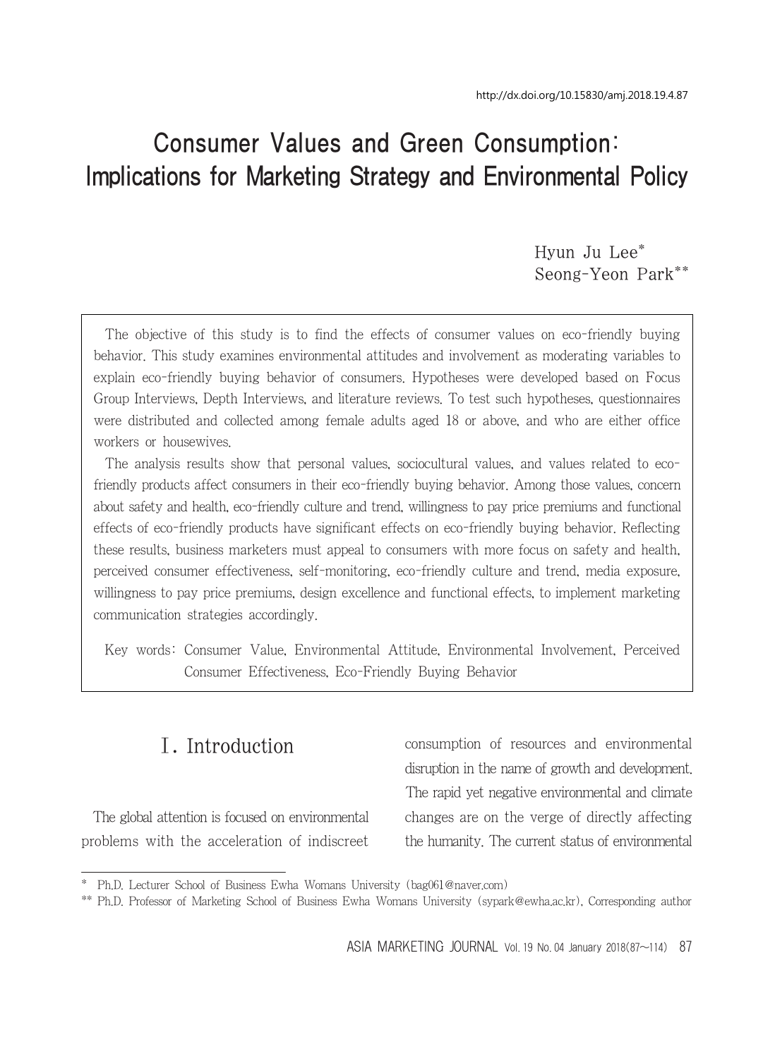http://dx.doi.org/10.15830/amj.2018.19.4.87

# Consumer Values and Green Consumption: Implications for Marketing Strategy and Environmental Policy

Hyun Ju Lee*
Seong-Yeon Park**

The objective of this study is to find the effects of consumer values on eco-friendly buying behavior. This study examines environmental attitudes and involvement as moderating variables to explain eco-friendly buying behavior of consumers. Hypotheses were developed based on Focus Group Interviews, Depth Interviews, and literature reviews. To test such hypotheses, questionnaires were distributed and collected among female adults aged 18 or above, and who are either office workers or housewives.

The analysis results show that personal values, sociocultural values, and values related to eco-friendly products affect consumers in their eco-friendly buying behavior. Among those values, concern about safety and health, eco-friendly culture and trend, willingness to pay price premiums and functional effects of eco-friendly products have significant effects on eco-friendly buying behavior. Reflecting these results, business marketers must appeal to consumers with more focus on safety and health, perceived consumer effectiveness, self-monitoring, eco-friendly culture and trend, media exposure, willingness to pay price premiums, design excellence and functional effects, to implement marketing communication strategies accordingly.

Key words: Consumer Value, Environmental Attitude, Environmental Involvement, Perceived Consumer Effectiveness, Eco-Friendly Buying Behavior

## Ⅰ. Introduction

The global attention is focused on environmental problems with the acceleration of indiscreet consumption of resources and environmental disruption in the name of growth and development. The rapid yet negative environmental and climate changes are on the verge of directly affecting the humanity. The current status of environmental

---

\* Ph.D. Lecturer School of Business Ewha Womans University (bag061@naver.com)

\*\* Ph.D. Professor of Marketing School of Business Ewha Womans University (sypark@ewha.ac.kr), Corresponding author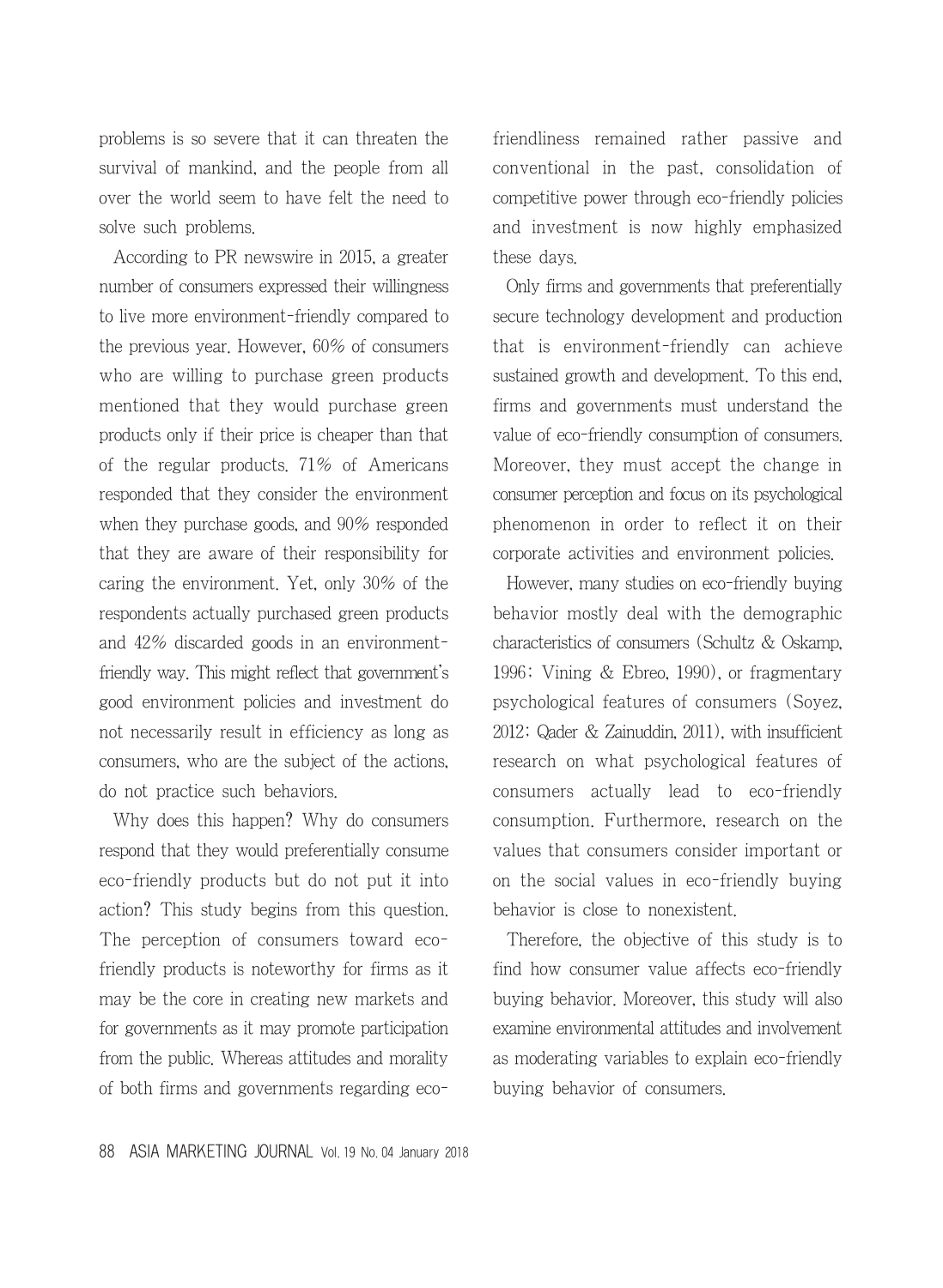problems is so severe that it can threaten the survival of mankind, and the people from all over the world seem to have felt the need to solve such problems.

According to PR newswire in 2015, a greater number of consumers expressed their willingness to live more environment-friendly compared to the previous year. However, 60% of consumers who are willing to purchase green products mentioned that they would purchase green products only if their price is cheaper than that of the regular products. 71% of Americans responded that they consider the environment when they purchase goods, and 90% responded that they are aware of their responsibility for caring the environment. Yet, only 30% of the respondents actually purchased green products and 42% discarded goods in an environment-friendly way. This might reflect that government's good environment policies and investment do not necessarily result in efficiency as long as consumers, who are the subject of the actions, do not practice such behaviors.

Why does this happen? Why do consumers respond that they would preferentially consume eco-friendly products but do not put it into action? This study begins from this question. The perception of consumers toward eco-friendly products is noteworthy for firms as it may be the core in creating new markets and for governments as it may promote participation from the public. Whereas attitudes and morality of both firms and governments regarding eco-friendliness remained rather passive and conventional in the past, consolidation of competitive power through eco-friendly policies and investment is now highly emphasized these days.

Only firms and governments that preferentially secure technology development and production that is environment-friendly can achieve sustained growth and development. To this end, firms and governments must understand the value of eco-friendly consumption of consumers. Moreover, they must accept the change in consumer perception and focus on its psychological phenomenon in order to reflect it on their corporate activities and environment policies.

However, many studies on eco-friendly buying behavior mostly deal with the demographic characteristics of consumers (Schultz & Oskamp, 1996; Vining & Ebreo, 1990), or fragmentary psychological features of consumers (Soyez, 2012; Qader & Zainuddin, 2011), with insufficient research on what psychological features of consumers actually lead to eco-friendly consumption. Furthermore, research on the values that consumers consider important or on the social values in eco-friendly buying behavior is close to nonexistent.

Therefore, the objective of this study is to find how consumer value affects eco-friendly buying behavior. Moreover, this study will also examine environmental attitudes and involvement as moderating variables to explain eco-friendly buying behavior of consumers.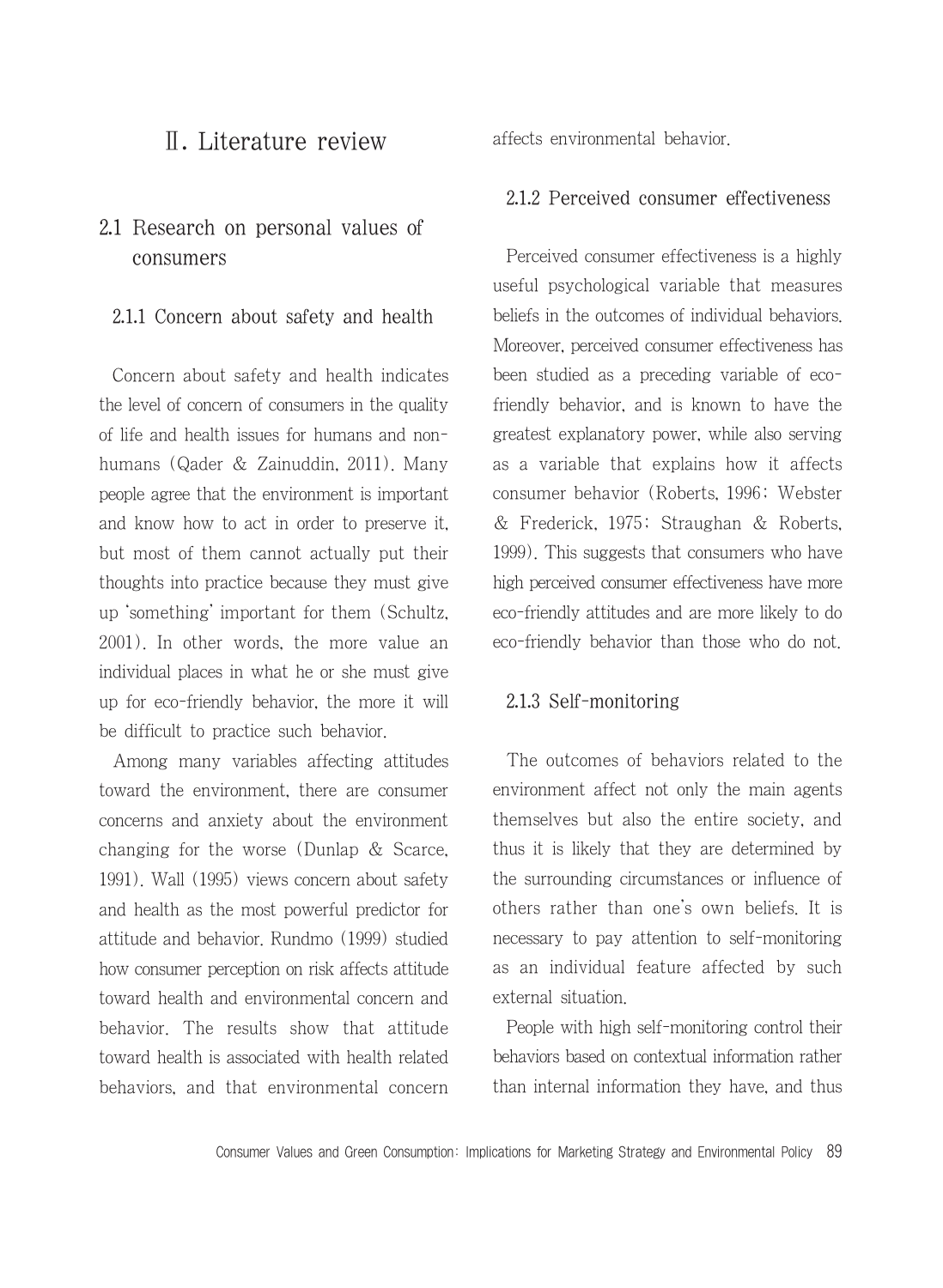# Ⅱ. Literature review

## 2.1 Research on personal values of consumers

### 2.1.1 Concern about safety and health

Concern about safety and health indicates the level of concern of consumers in the quality of life and health issues for humans and non-humans (Qader & Zainuddin, 2011). Many people agree that the environment is important and know how to act in order to preserve it, but most of them cannot actually put their thoughts into practice because they must give up 'something' important for them (Schultz, 2001). In other words, the more value an individual places in what he or she must give up for eco-friendly behavior, the more it will be difficult to practice such behavior.

Among many variables affecting attitudes toward the environment, there are consumer concerns and anxiety about the environment changing for the worse (Dunlap & Scarce, 1991). Wall (1995) views concern about safety and health as the most powerful predictor for attitude and behavior. Rundmo (1999) studied how consumer perception on risk affects attitude toward health and environmental concern and behavior. The results show that attitude toward health is associated with health related behaviors, and that environmental concern affects environmental behavior.

### 2.1.2 Perceived consumer effectiveness

Perceived consumer effectiveness is a highly useful psychological variable that measures beliefs in the outcomes of individual behaviors. Moreover, perceived consumer effectiveness has been studied as a preceding variable of eco-friendly behavior, and is known to have the greatest explanatory power, while also serving as a variable that explains how it affects consumer behavior (Roberts, 1996; Webster & Frederick, 1975; Straughan & Roberts, 1999). This suggests that consumers who have high perceived consumer effectiveness have more eco-friendly attitudes and are more likely to do eco-friendly behavior than those who do not.

### 2.1.3 Self-monitoring

The outcomes of behaviors related to the environment affect not only the main agents themselves but also the entire society, and thus it is likely that they are determined by the surrounding circumstances or influence of others rather than one's own beliefs. It is necessary to pay attention to self-monitoring as an individual feature affected by such external situation.

People with high self-monitoring control their behaviors based on contextual information rather than internal information they have, and thus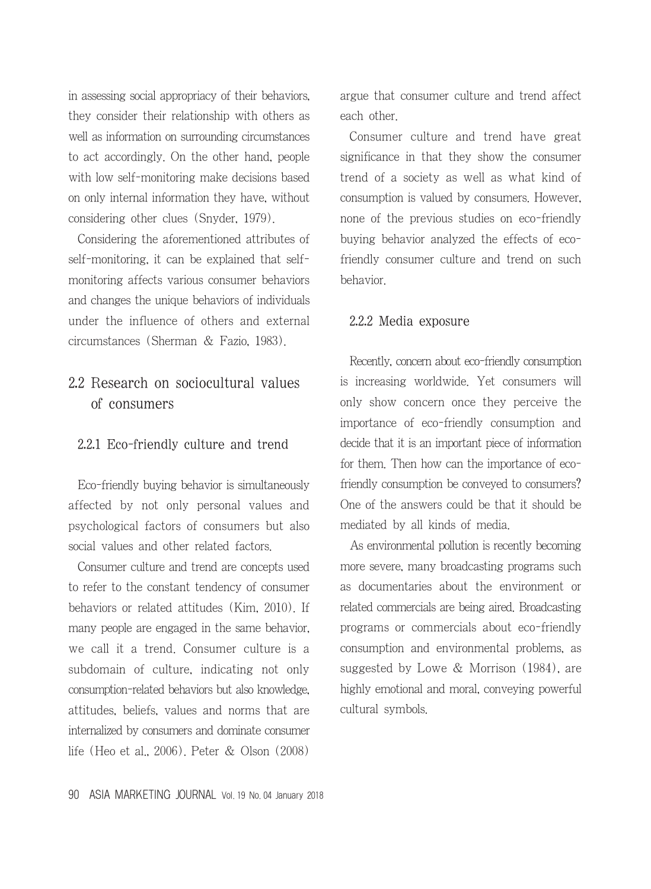in assessing social appropriacy of their behaviors, they consider their relationship with others as well as information on surrounding circumstances to act accordingly. On the other hand, people with low self-monitoring make decisions based on only internal information they have, without considering other clues (Snyder, 1979).

Considering the aforementioned attributes of self-monitoring, it can be explained that self-monitoring affects various consumer behaviors and changes the unique behaviors of individuals under the influence of others and external circumstances (Sherman & Fazio, 1983).

## 2.2 Research on sociocultural values of consumers

### 2.2.1 Eco-friendly culture and trend

Eco-friendly buying behavior is simultaneously affected by not only personal values and psychological factors of consumers but also social values and other related factors.

Consumer culture and trend are concepts used to refer to the constant tendency of consumer behaviors or related attitudes (Kim, 2010). If many people are engaged in the same behavior, we call it a trend. Consumer culture is a subdomain of culture, indicating not only consumption-related behaviors but also knowledge, attitudes, beliefs, values and norms that are internalized by consumers and dominate consumer life (Heo et al., 2006). Peter & Olson (2008) argue that consumer culture and trend affect each other.

Consumer culture and trend have great significance in that they show the consumer trend of a society as well as what kind of consumption is valued by consumers. However, none of the previous studies on eco-friendly buying behavior analyzed the effects of eco-friendly consumer culture and trend on such behavior.

### 2.2.2 Media exposure

Recently, concern about eco-friendly consumption is increasing worldwide. Yet consumers will only show concern once they perceive the importance of eco-friendly consumption and decide that it is an important piece of information for them. Then how can the importance of eco-friendly consumption be conveyed to consumers? One of the answers could be that it should be mediated by all kinds of media.

As environmental pollution is recently becoming more severe, many broadcasting programs such as documentaries about the environment or related commercials are being aired. Broadcasting programs or commercials about eco-friendly consumption and environmental problems, as suggested by Lowe & Morrison (1984), are highly emotional and moral, conveying powerful cultural symbols.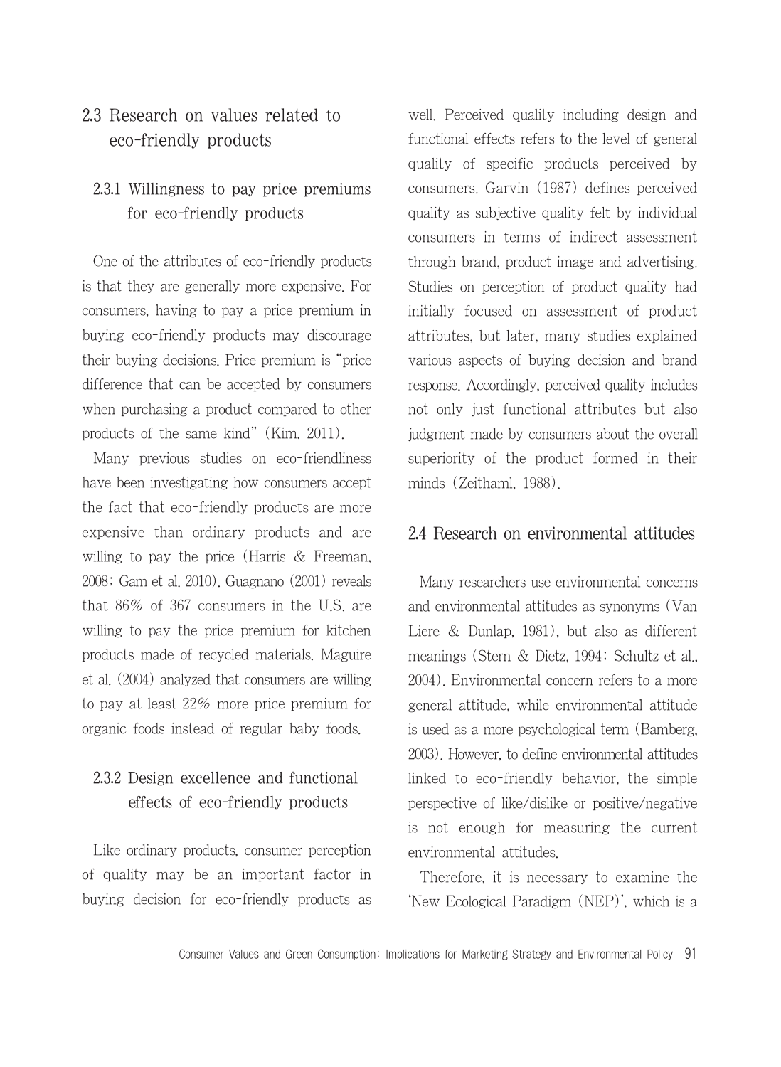## 2.3 Research on values related to eco-friendly products

### 2.3.1 Willingness to pay price premiums for eco-friendly products

One of the attributes of eco-friendly products is that they are generally more expensive. For consumers, having to pay a price premium in buying eco-friendly products may discourage their buying decisions. Price premium is "price difference that can be accepted by consumers when purchasing a product compared to other products of the same kind" (Kim, 2011).

Many previous studies on eco-friendliness have been investigating how consumers accept the fact that eco-friendly products are more expensive than ordinary products and are willing to pay the price (Harris & Freeman, 2008; Gam et al. 2010). Guagnano (2001) reveals that 86% of 367 consumers in the U.S. are willing to pay the price premium for kitchen products made of recycled materials. Maguire et al. (2004) analyzed that consumers are willing to pay at least 22% more price premium for organic foods instead of regular baby foods.

### 2.3.2 Design excellence and functional effects of eco-friendly products

Like ordinary products, consumer perception of quality may be an important factor in buying decision for eco-friendly products as well. Perceived quality including design and functional effects refers to the level of general quality of specific products perceived by consumers. Garvin (1987) defines perceived quality as subjective quality felt by individual consumers in terms of indirect assessment through brand, product image and advertising. Studies on perception of product quality had initially focused on assessment of product attributes, but later, many studies explained various aspects of buying decision and brand response. Accordingly, perceived quality includes not only just functional attributes but also judgment made by consumers about the overall superiority of the product formed in their minds (Zeithaml, 1988).

## 2.4 Research on environmental attitudes

Many researchers use environmental concerns and environmental attitudes as synonyms (Van Liere & Dunlap, 1981), but also as different meanings (Stern & Dietz, 1994; Schultz et al., 2004). Environmental concern refers to a more general attitude, while environmental attitude is used as a more psychological term (Bamberg, 2003). However, to define environmental attitudes linked to eco-friendly behavior, the simple perspective of like/dislike or positive/negative is not enough for measuring the current environmental attitudes.

Therefore, it is necessary to examine the 'New Ecological Paradigm (NEP)', which is a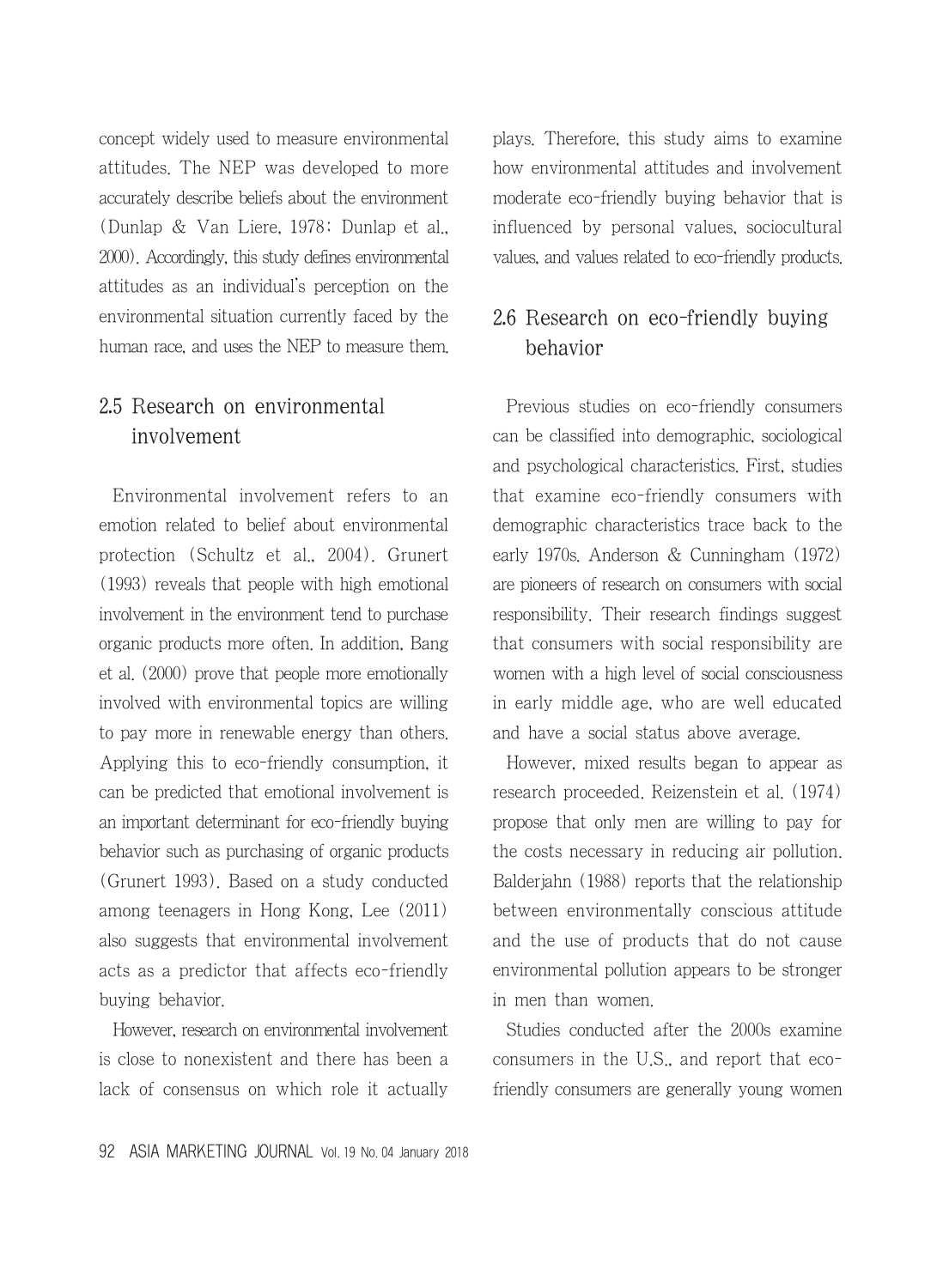concept widely used to measure environmental attitudes. The NEP was developed to more accurately describe beliefs about the environment (Dunlap & Van Liere, 1978; Dunlap et al., 2000). Accordingly, this study defines environmental attitudes as an individual's perception on the environmental situation currently faced by the human race, and uses the NEP to measure them.

## 2.5 Research on environmental involvement

Environmental involvement refers to an emotion related to belief about environmental protection (Schultz et al., 2004). Grunert (1993) reveals that people with high emotional involvement in the environment tend to purchase organic products more often. In addition, Bang et al. (2000) prove that people more emotionally involved with environmental topics are willing to pay more in renewable energy than others. Applying this to eco-friendly consumption, it can be predicted that emotional involvement is an important determinant for eco-friendly buying behavior such as purchasing of organic products (Grunert 1993). Based on a study conducted among teenagers in Hong Kong, Lee (2011) also suggests that environmental involvement acts as a predictor that affects eco-friendly buying behavior.

However, research on environmental involvement is close to nonexistent and there has been a lack of consensus on which role it actually plays. Therefore, this study aims to examine how environmental attitudes and involvement moderate eco-friendly buying behavior that is influenced by personal values, sociocultural values, and values related to eco-friendly products.

## 2.6 Research on eco-friendly buying behavior

Previous studies on eco-friendly consumers can be classified into demographic, sociological and psychological characteristics. First, studies that examine eco-friendly consumers with demographic characteristics trace back to the early 1970s. Anderson & Cunningham (1972) are pioneers of research on consumers with social responsibility. Their research findings suggest that consumers with social responsibility are women with a high level of social consciousness in early middle age, who are well educated and have a social status above average.

However, mixed results began to appear as research proceeded. Reizenstein et al. (1974) propose that only men are willing to pay for the costs necessary in reducing air pollution. Balderjahn (1988) reports that the relationship between environmentally conscious attitude and the use of products that do not cause environmental pollution appears to be stronger in men than women.

Studies conducted after the 2000s examine consumers in the U.S., and report that eco-friendly consumers are generally young women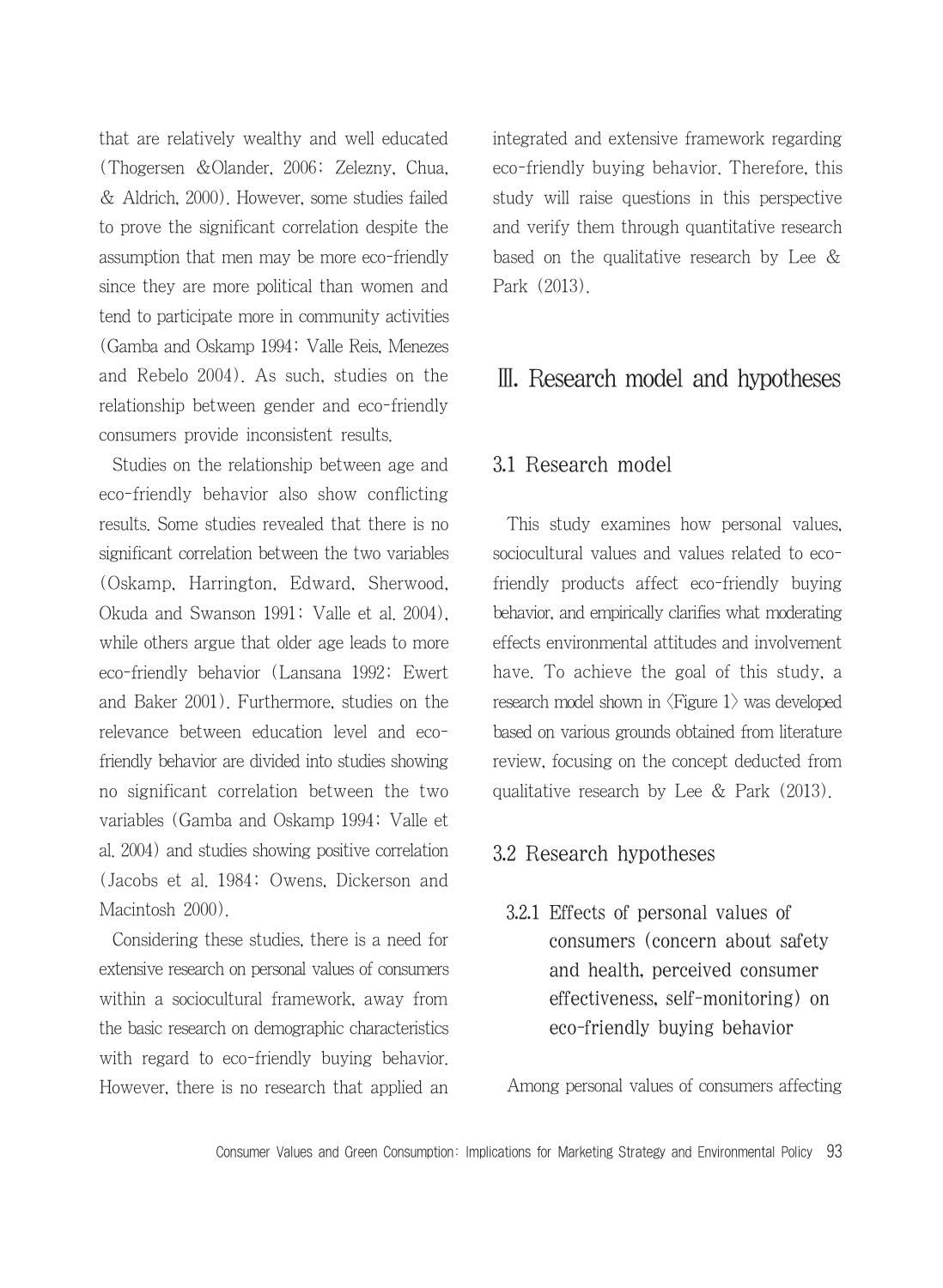that are relatively wealthy and well educated (Thogersen &Olander, 2006; Zelezny, Chua, & Aldrich, 2000). However, some studies failed to prove the significant correlation despite the assumption that men may be more eco-friendly since they are more political than women and tend to participate more in community activities (Gamba and Oskamp 1994; Valle Reis, Menezes and Rebelo 2004). As such, studies on the relationship between gender and eco-friendly consumers provide inconsistent results.

Studies on the relationship between age and eco-friendly behavior also show conflicting results. Some studies revealed that there is no significant correlation between the two variables (Oskamp, Harrington, Edward, Sherwood, Okuda and Swanson 1991; Valle et al. 2004), while others argue that older age leads to more eco-friendly behavior (Lansana 1992; Ewert and Baker 2001). Furthermore, studies on the relevance between education level and eco-friendly behavior are divided into studies showing no significant correlation between the two variables (Gamba and Oskamp 1994; Valle et al. 2004) and studies showing positive correlation (Jacobs et al. 1984; Owens, Dickerson and Macintosh 2000).

Considering these studies, there is a need for extensive research on personal values of consumers within a sociocultural framework, away from the basic research on demographic characteristics with regard to eco-friendly buying behavior. However, there is no research that applied an integrated and extensive framework regarding eco-friendly buying behavior. Therefore, this study will raise questions in this perspective and verify them through quantitative research based on the qualitative research by Lee & Park (2013).

# Ⅲ. Research model and hypotheses

## 3.1 Research model

This study examines how personal values, sociocultural values and values related to eco-friendly products affect eco-friendly buying behavior, and empirically clarifies what moderating effects environmental attitudes and involvement have. To achieve the goal of this study, a research model shown in <Figure 1> was developed based on various grounds obtained from literature review, focusing on the concept deducted from qualitative research by Lee & Park (2013).

## 3.2 Research hypotheses

### 3.2.1 Effects of personal values of consumers (concern about safety and health, perceived consumer effectiveness, self-monitoring) on eco-friendly buying behavior

Among personal values of consumers affecting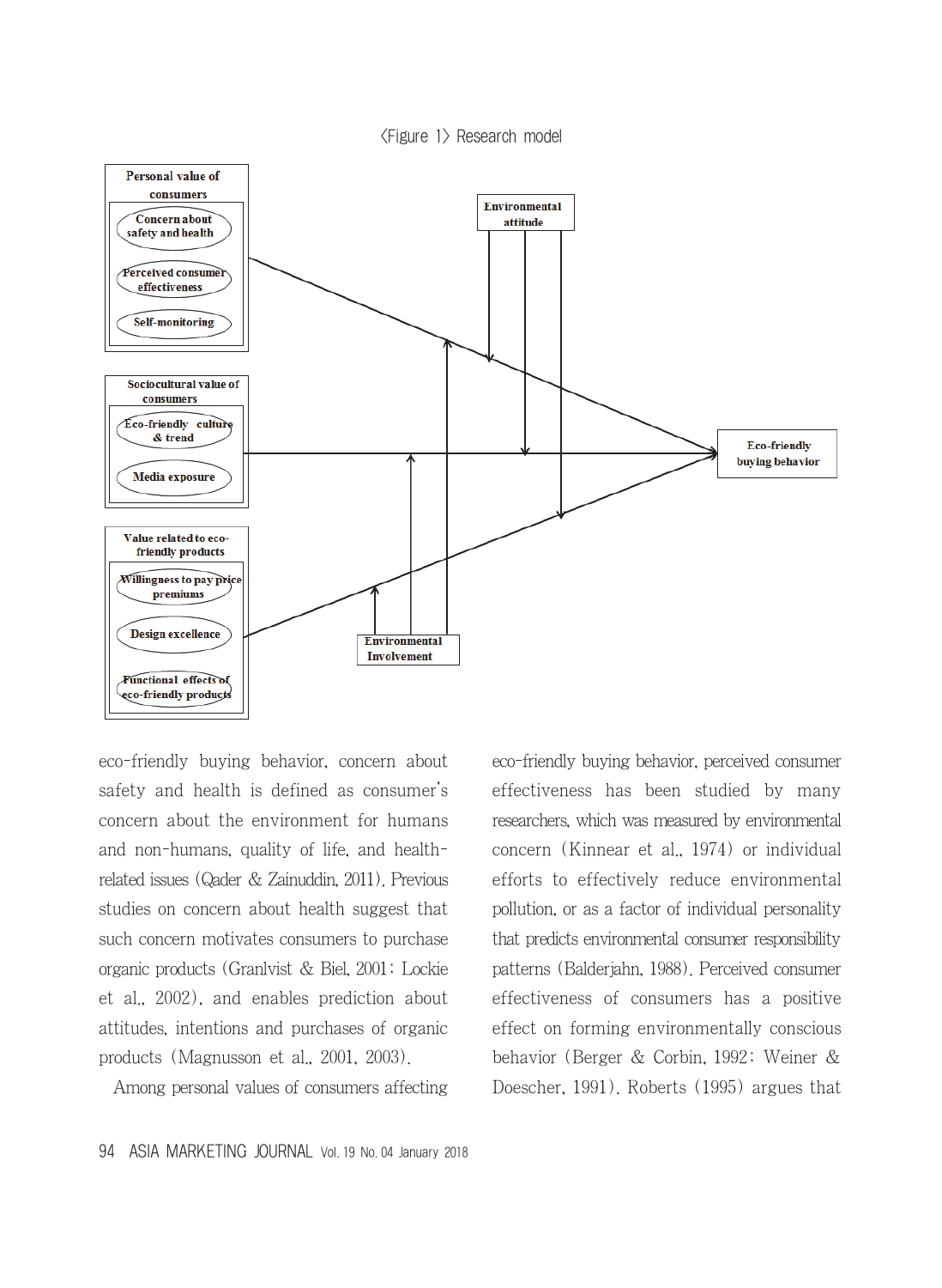〈Figure 1〉 Research model

Personal value of consumers
- Concern about safety and health
- Perceived consumer effectiveness
- Self-monitoring

Sociocultural value of consumers
- Eco-friendly culture & trend
- Media exposure

Value related to eco-friendly products
- Willingness to pay price premiums
- Design excellence
- Functional effects of eco-friendly products

Environmental attitude

Environmental Involvement

Eco-friendly buying behavior

eco-friendly buying behavior, concern about safety and health is defined as consumer's concern about the environment for humans and non-humans, quality of life, and health-related issues (Qader & Zainuddin, 2011). Previous studies on concern about health suggest that such concern motivates consumers to purchase organic products (Granlvist & Biel, 2001; Lockie et al., 2002), and enables prediction about attitudes, intentions and purchases of organic products (Magnusson et al., 2001, 2003).

Among personal values of consumers affecting eco-friendly buying behavior, perceived consumer effectiveness has been studied by many researchers, which was measured by environmental concern (Kinnear et al., 1974) or individual efforts to effectively reduce environmental pollution, or as a factor of individual personality that predicts environmental consumer responsibility patterns (Balderjahn, 1988). Perceived consumer effectiveness of consumers has a positive effect on forming environmentally conscious behavior (Berger & Corbin, 1992; Weiner & Doescher, 1991). Roberts (1995) argues that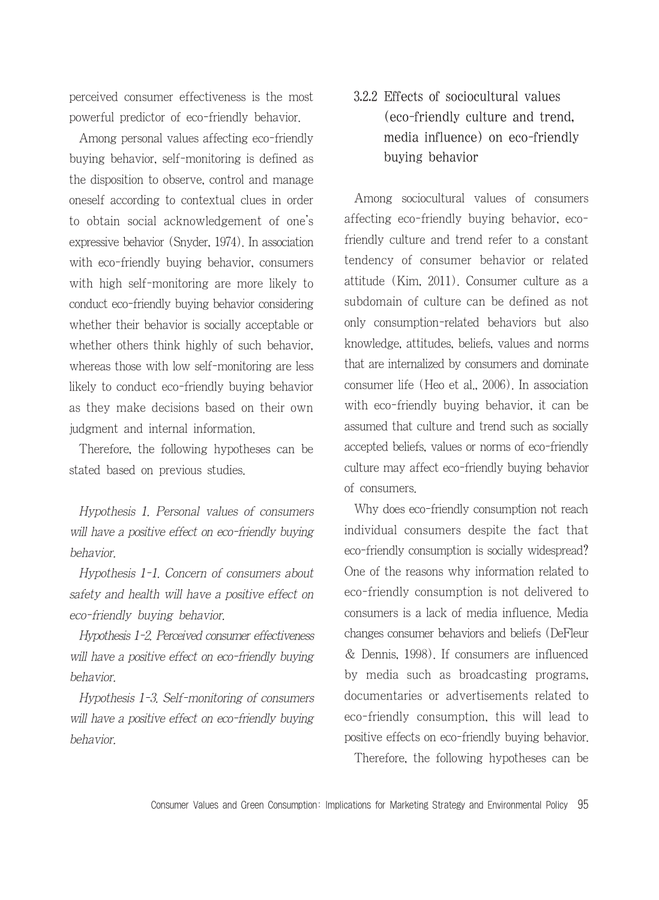perceived consumer effectiveness is the most powerful predictor of eco-friendly behavior.

Among personal values affecting eco-friendly buying behavior, self-monitoring is defined as the disposition to observe, control and manage oneself according to contextual clues in order to obtain social acknowledgement of one's expressive behavior (Snyder, 1974). In association with eco-friendly buying behavior, consumers with high self-monitoring are more likely to conduct eco-friendly buying behavior considering whether their behavior is socially acceptable or whether others think highly of such behavior, whereas those with low self-monitoring are less likely to conduct eco-friendly buying behavior as they make decisions based on their own judgment and internal information.

Therefore, the following hypotheses can be stated based on previous studies.

*Hypothesis 1. Personal values of consumers will have a positive effect on eco-friendly buying behavior.*

*Hypothesis 1-1. Concern of consumers about safety and health will have a positive effect on eco-friendly buying behavior.*

*Hypothesis 1-2. Perceived consumer effectiveness will have a positive effect on eco-friendly buying behavior.*

*Hypothesis 1-3. Self-monitoring of consumers will have a positive effect on eco-friendly buying behavior.*

### 3.2.2 Effects of sociocultural values (eco-friendly culture and trend, media influence) on eco-friendly buying behavior

Among sociocultural values of consumers affecting eco-friendly buying behavior, eco-friendly culture and trend refer to a constant tendency of consumer behavior or related attitude (Kim, 2011). Consumer culture as a subdomain of culture can be defined as not only consumption-related behaviors but also knowledge, attitudes, beliefs, values and norms that are internalized by consumers and dominate consumer life (Heo et al., 2006). In association with eco-friendly buying behavior, it can be assumed that culture and trend such as socially accepted beliefs, values or norms of eco-friendly culture may affect eco-friendly buying behavior of consumers.

Why does eco-friendly consumption not reach individual consumers despite the fact that eco-friendly consumption is socially widespread? One of the reasons why information related to eco-friendly consumption is not delivered to consumers is a lack of media influence. Media changes consumer behaviors and beliefs (DeFleur & Dennis, 1998). If consumers are influenced by media such as broadcasting programs, documentaries or advertisements related to eco-friendly consumption, this will lead to positive effects on eco-friendly buying behavior.

Therefore, the following hypotheses can be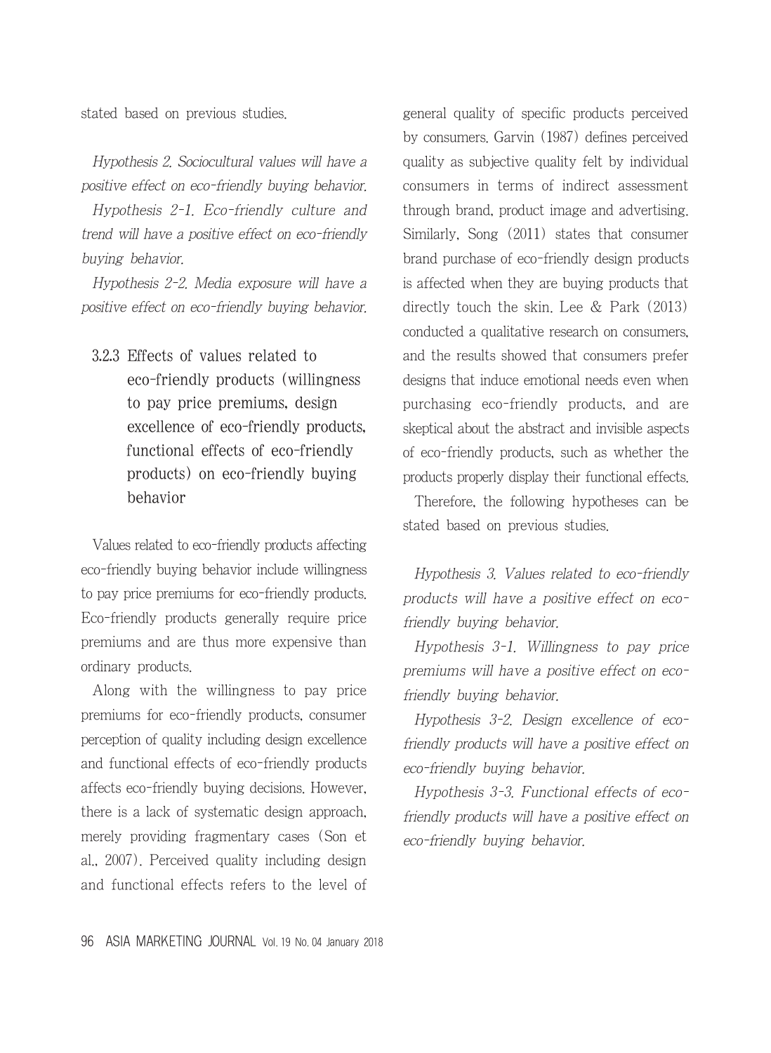stated based on previous studies.

*Hypothesis 2. Sociocultural values will have a positive effect on eco-friendly buying behavior.*

*Hypothesis 2-1. Eco-friendly culture and trend will have a positive effect on eco-friendly buying behavior.*

*Hypothesis 2-2. Media exposure will have a positive effect on eco-friendly buying behavior.*

### 3.2.3 Effects of values related to eco-friendly products (willingness to pay price premiums, design excellence of eco-friendly products, functional effects of eco-friendly products) on eco-friendly buying behavior

Values related to eco-friendly products affecting eco-friendly buying behavior include willingness to pay price premiums for eco-friendly products. Eco-friendly products generally require price premiums and are thus more expensive than ordinary products.

Along with the willingness to pay price premiums for eco-friendly products, consumer perception of quality including design excellence and functional effects of eco-friendly products affects eco-friendly buying decisions. However, there is a lack of systematic design approach, merely providing fragmentary cases (Son et al., 2007). Perceived quality including design and functional effects refers to the level of general quality of specific products perceived by consumers. Garvin (1987) defines perceived quality as subjective quality felt by individual consumers in terms of indirect assessment through brand, product image and advertising. Similarly, Song (2011) states that consumer brand purchase of eco-friendly design products is affected when they are buying products that directly touch the skin. Lee & Park (2013) conducted a qualitative research on consumers, and the results showed that consumers prefer designs that induce emotional needs even when purchasing eco-friendly products, and are skeptical about the abstract and invisible aspects of eco-friendly products, such as whether the products properly display their functional effects.

Therefore, the following hypotheses can be stated based on previous studies.

*Hypothesis 3. Values related to eco-friendly products will have a positive effect on eco-friendly buying behavior.*

*Hypothesis 3-1. Willingness to pay price premiums will have a positive effect on eco-friendly buying behavior.*

*Hypothesis 3-2. Design excellence of eco-friendly products will have a positive effect on eco-friendly buying behavior.*

*Hypothesis 3-3. Functional effects of eco-friendly products will have a positive effect on eco-friendly buying behavior.*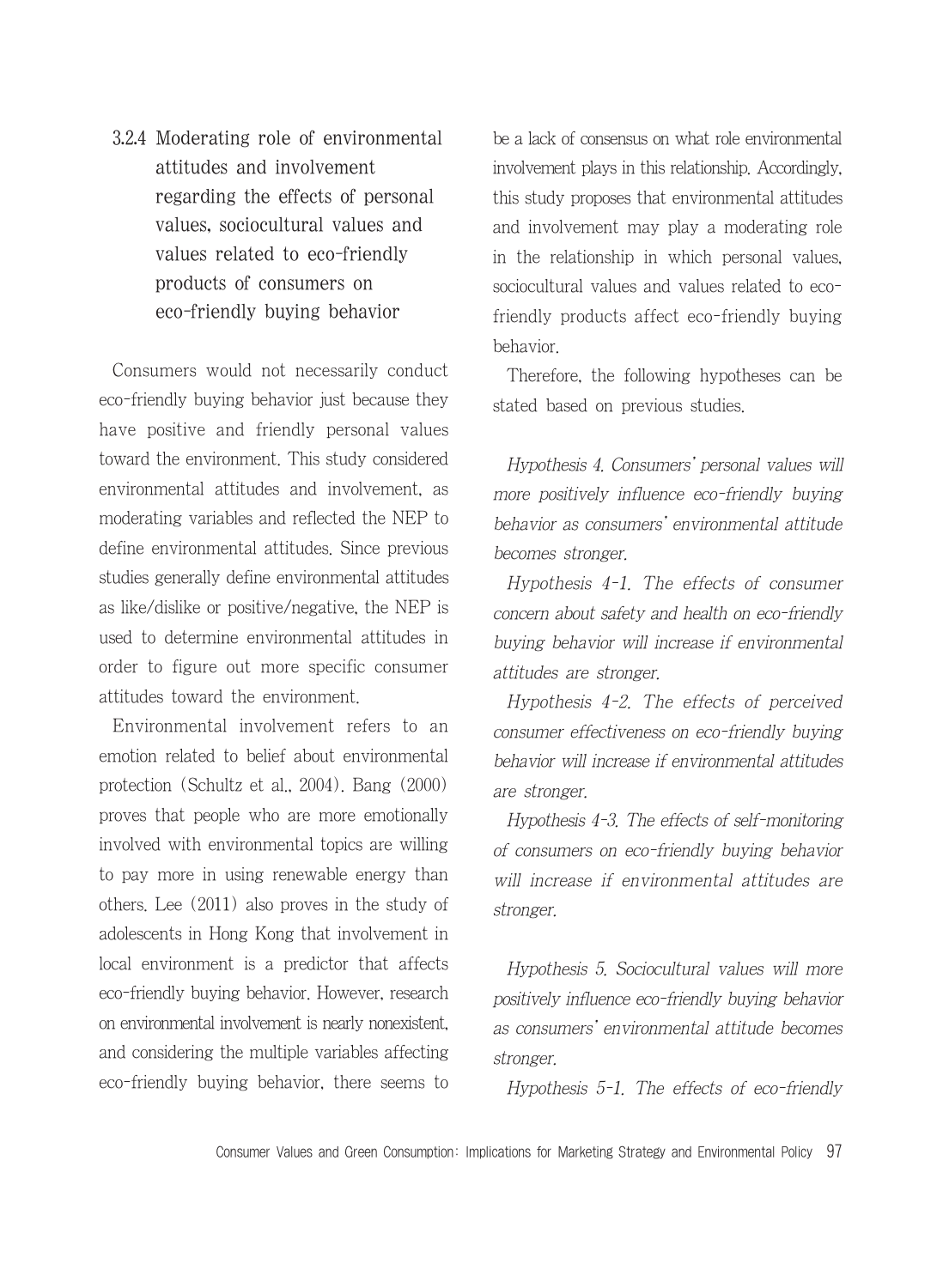### 3.2.4 Moderating role of environmental attitudes and involvement regarding the effects of personal values, sociocultural values and values related to eco-friendly products of consumers on eco-friendly buying behavior

Consumers would not necessarily conduct eco-friendly buying behavior just because they have positive and friendly personal values toward the environment. This study considered environmental attitudes and involvement, as moderating variables and reflected the NEP to define environmental attitudes. Since previous studies generally define environmental attitudes as like/dislike or positive/negative, the NEP is used to determine environmental attitudes in order to figure out more specific consumer attitudes toward the environment.

Environmental involvement refers to an emotion related to belief about environmental protection (Schultz et al., 2004). Bang (2000) proves that people who are more emotionally involved with environmental topics are willing to pay more in using renewable energy than others. Lee (2011) also proves in the study of adolescents in Hong Kong that involvement in local environment is a predictor that affects eco-friendly buying behavior. However, research on environmental involvement is nearly nonexistent, and considering the multiple variables affecting eco-friendly buying behavior, there seems to be a lack of consensus on what role environmental involvement plays in this relationship. Accordingly, this study proposes that environmental attitudes and involvement may play a moderating role in the relationship in which personal values, sociocultural values and values related to eco-friendly products affect eco-friendly buying behavior.

Therefore, the following hypotheses can be stated based on previous studies.

*Hypothesis 4. Consumers' personal values will more positively influence eco-friendly buying behavior as consumers' environmental attitude becomes stronger.*

*Hypothesis 4-1. The effects of consumer concern about safety and health on eco-friendly buying behavior will increase if environmental attitudes are stronger.*

*Hypothesis 4-2. The effects of perceived consumer effectiveness on eco-friendly buying behavior will increase if environmental attitudes are stronger.*

*Hypothesis 4-3. The effects of self-monitoring of consumers on eco-friendly buying behavior will increase if environmental attitudes are stronger.*

*Hypothesis 5. Sociocultural values will more positively influence eco-friendly buying behavior as consumers' environmental attitude becomes stronger.*

*Hypothesis 5-1. The effects of eco-friendly*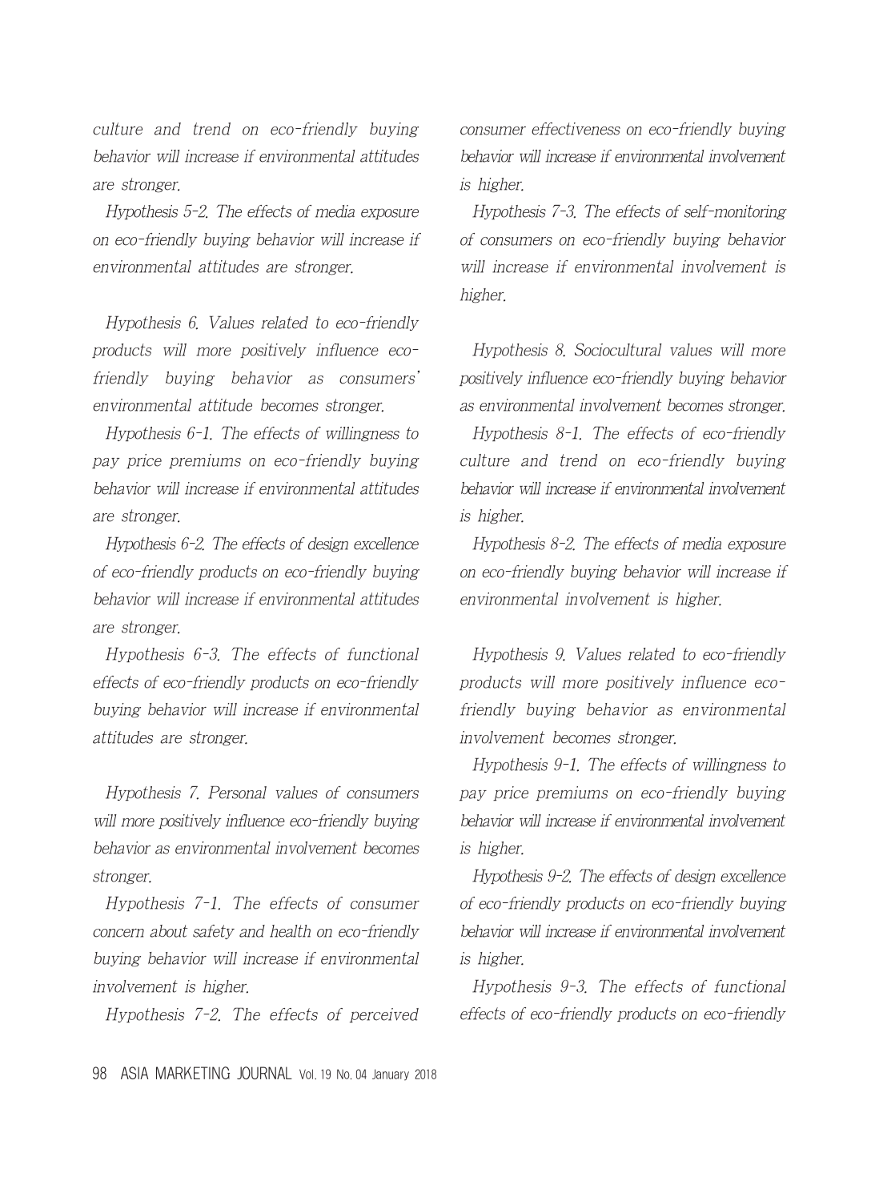*culture and trend on eco-friendly buying behavior will increase if environmental attitudes are stronger.*

*Hypothesis 5-2. The effects of media exposure on eco-friendly buying behavior will increase if environmental attitudes are stronger.*

*Hypothesis 6. Values related to eco-friendly products will more positively influence eco-friendly buying behavior as consumers' environmental attitude becomes stronger.*

*Hypothesis 6-1. The effects of willingness to pay price premiums on eco-friendly buying behavior will increase if environmental attitudes are stronger.*

*Hypothesis 6-2. The effects of design excellence of eco-friendly products on eco-friendly buying behavior will increase if environmental attitudes are stronger.*

*Hypothesis 6-3. The effects of functional effects of eco-friendly products on eco-friendly buying behavior will increase if environmental attitudes are stronger.*

*Hypothesis 7. Personal values of consumers will more positively influence eco-friendly buying behavior as environmental involvement becomes stronger.*

*Hypothesis 7-1. The effects of consumer concern about safety and health on eco-friendly buying behavior will increase if environmental involvement is higher.*

*Hypothesis 7-2. The effects of perceived consumer effectiveness on eco-friendly buying behavior will increase if environmental involvement is higher.*

*Hypothesis 7-3. The effects of self-monitoring of consumers on eco-friendly buying behavior will increase if environmental involvement is higher.*

*Hypothesis 8. Sociocultural values will more positively influence eco-friendly buying behavior as environmental involvement becomes stronger.*

*Hypothesis 8-1. The effects of eco-friendly culture and trend on eco-friendly buying behavior will increase if environmental involvement is higher.*

*Hypothesis 8-2. The effects of media exposure on eco-friendly buying behavior will increase if environmental involvement is higher.*

*Hypothesis 9. Values related to eco-friendly products will more positively influence eco-friendly buying behavior as environmental involvement becomes stronger.*

*Hypothesis 9-1. The effects of willingness to pay price premiums on eco-friendly buying behavior will increase if environmental involvement is higher.*

*Hypothesis 9-2. The effects of design excellence of eco-friendly products on eco-friendly buying behavior will increase if environmental involvement is higher.*

*Hypothesis 9-3. The effects of functional effects of eco-friendly products on eco-friendly*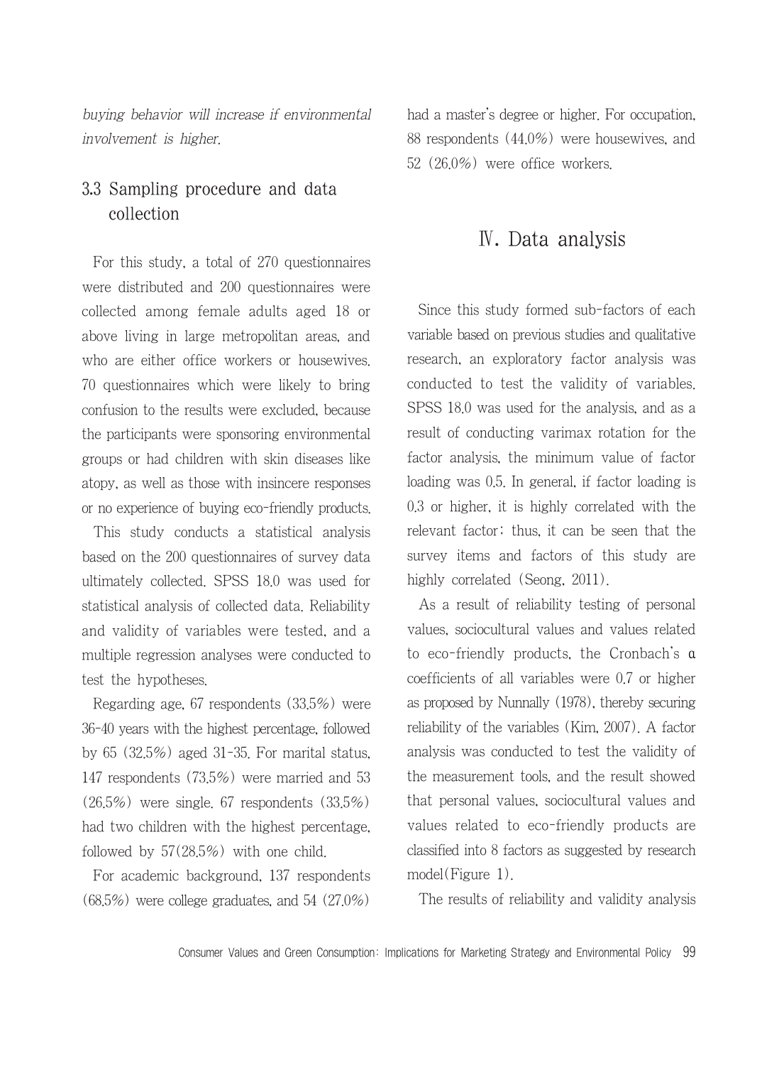*buying behavior will increase if environmental involvement is higher.*

### 3.3 Sampling procedure and data collection

For this study, a total of 270 questionnaires were distributed and 200 questionnaires were collected among female adults aged 18 or above living in large metropolitan areas, and who are either office workers or housewives. 70 questionnaires which were likely to bring confusion to the results were excluded, because the participants were sponsoring environmental groups or had children with skin diseases like atopy, as well as those with insincere responses or no experience of buying eco-friendly products.

This study conducts a statistical analysis based on the 200 questionnaires of survey data ultimately collected. SPSS 18.0 was used for statistical analysis of collected data. Reliability and validity of variables were tested, and a multiple regression analyses were conducted to test the hypotheses.

Regarding age, 67 respondents (33.5%) were 36-40 years with the highest percentage, followed by 65 (32.5%) aged 31-35. For marital status, 147 respondents (73.5%) were married and 53 (26.5%) were single. 67 respondents (33.5%) had two children with the highest percentage, followed by 57(28.5%) with one child.

For academic background, 137 respondents (68.5%) were college graduates, and 54 (27.0%) had a master's degree or higher. For occupation, 88 respondents (44.0%) were housewives, and 52 (26.0%) were office workers.

## Ⅳ. Data analysis

Since this study formed sub-factors of each variable based on previous studies and qualitative research, an exploratory factor analysis was conducted to test the validity of variables. SPSS 18.0 was used for the analysis, and as a result of conducting varimax rotation for the factor analysis, the minimum value of factor loading was 0.5. In general, if factor loading is 0.3 or higher, it is highly correlated with the relevant factor; thus, it can be seen that the survey items and factors of this study are highly correlated (Seong, 2011).

As a result of reliability testing of personal values, sociocultural values and values related to eco-friendly products, the Cronbach's α coefficients of all variables were 0.7 or higher as proposed by Nunnally (1978), thereby securing reliability of the variables (Kim, 2007). A factor analysis was conducted to test the validity of the measurement tools, and the result showed that personal values, sociocultural values and values related to eco-friendly products are classified into 8 factors as suggested by research model(Figure 1).

The results of reliability and validity analysis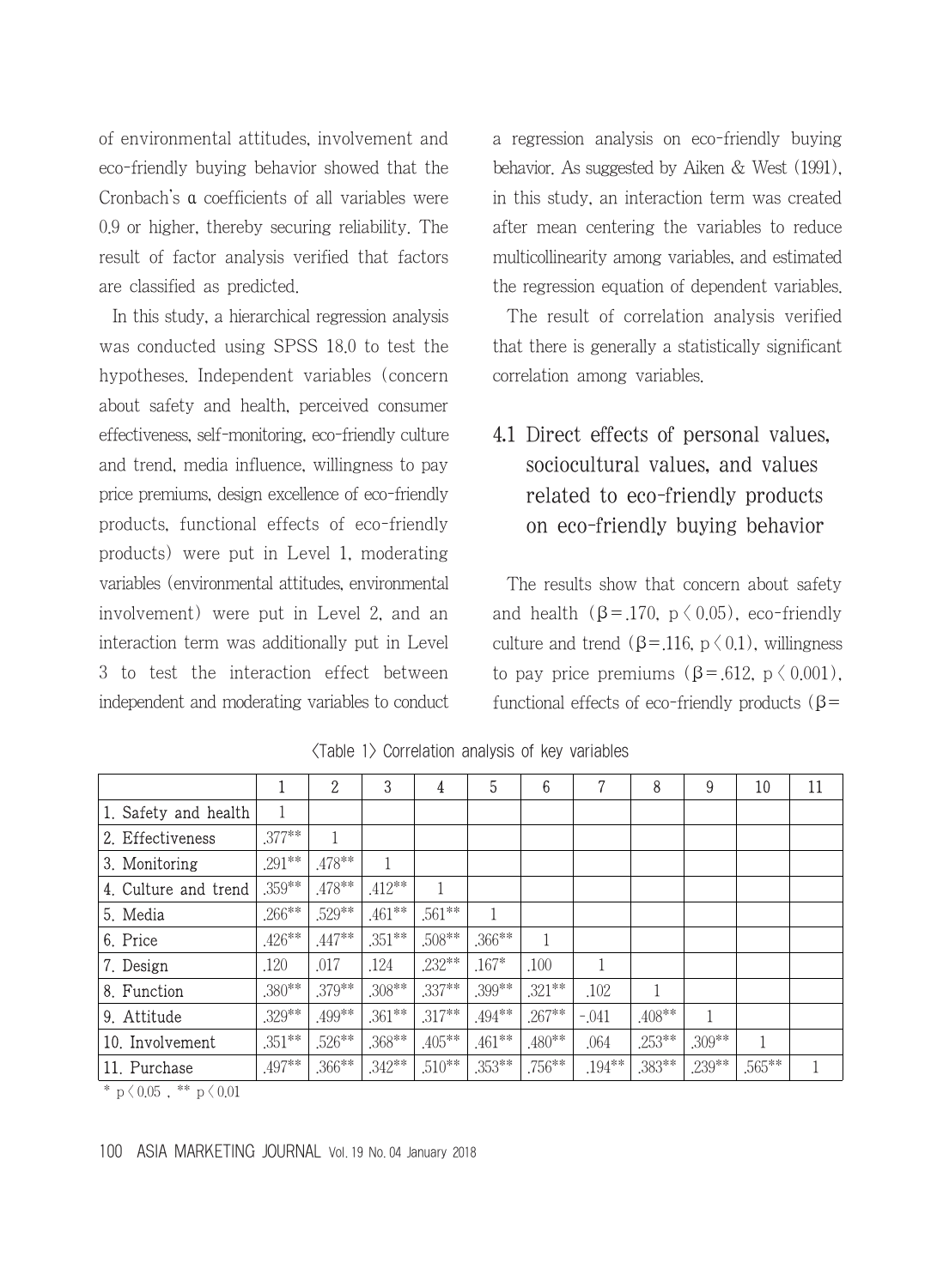of environmental attitudes, involvement and eco-friendly buying behavior showed that the Cronbach's α coefficients of all variables were 0.9 or higher, thereby securing reliability. The result of factor analysis verified that factors are classified as predicted.

In this study, a hierarchical regression analysis was conducted using SPSS 18.0 to test the hypotheses. Independent variables (concern about safety and health, perceived consumer effectiveness, self-monitoring, eco-friendly culture and trend, media influence, willingness to pay price premiums, design excellence of eco-friendly products, functional effects of eco-friendly products) were put in Level 1, moderating variables (environmental attitudes, environmental involvement) were put in Level 2, and an interaction term was additionally put in Level 3 to test the interaction effect between independent and moderating variables to conduct a regression analysis on eco-friendly buying behavior. As suggested by Aiken & West (1991), in this study, an interaction term was created after mean centering the variables to reduce multicollinearity among variables, and estimated the regression equation of dependent variables.

The result of correlation analysis verified that there is generally a statistically significant correlation among variables.

## 4.1 Direct effects of personal values, sociocultural values, and values related to eco-friendly products on eco-friendly buying behavior

The results show that concern about safety and health ($\beta$=.170, $p < 0.05$), eco-friendly culture and trend ($\beta$=.116, $p < 0.1$), willingness to pay price premiums ($\beta$=.612, $p < 0.001$), functional effects of eco-friendly products ($\beta$=

〈Table 1〉 Correlation analysis of key variables

| | 1 | 2 | 3 | 4 | 5 | 6 | 7 | 8 | 9 | 10 | 11 |
|---|---|---|---|---|---|---|---|---|---|---|---|
| 1. Safety and health | 1 | | | | | | | | | | |
| 2. Effectiveness | .377** | 1 | | | | | | | | | |
| 3. Monitoring | .291** | .478** | 1 | | | | | | | | |
| 4. Culture and trend | .359** | .478** | .412** | 1 | | | | | | | |
| 5. Media | .266** | .529** | .461** | .561** | 1 | | | | | | |
| 6. Price | .426** | .447** | .351** | .508** | .366** | 1 | | | | | |
| 7. Design | .120 | .017 | .124 | .232** | .167* | .100 | 1 | | | | |
| 8. Function | .380** | .379** | .308** | .337** | .399** | .321** | .102 | 1 | | | |
| 9. Attitude | .329** | .499** | .361** | .317** | .494** | .267** | -.041 | .408** | 1 | | |
| 10. Involvement | .351** | .526** | .368** | .405** | .461** | .480** | .064 | .253** | .309** | 1 | |
| 11. Purchase | .497** | .366** | .342** | .510** | .353** | .756** | .194** | .383** | .239** | .565** | 1 |

* $p < 0.05$ , ** $p < 0.01$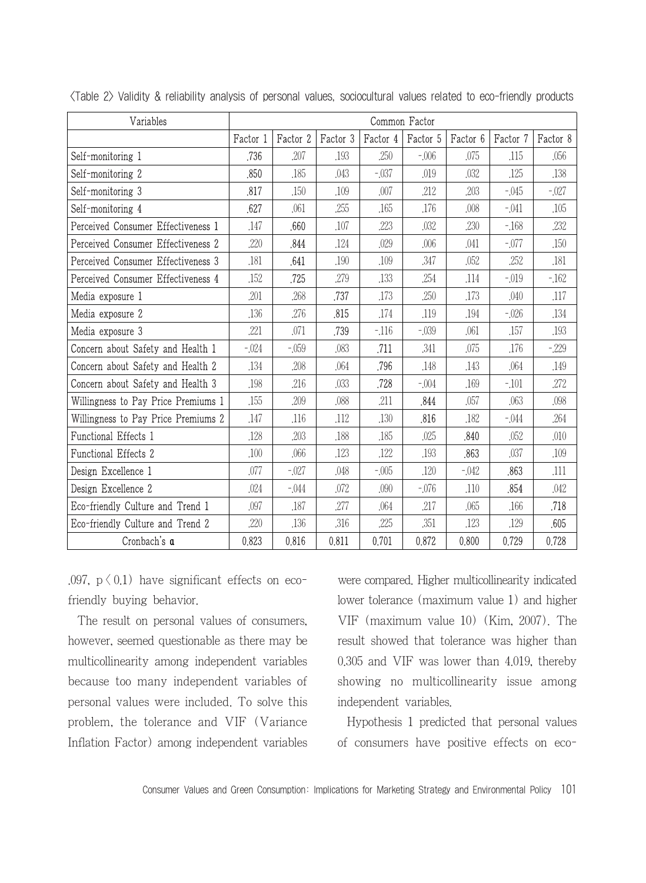〈Table 2〉 Validity & reliability analysis of personal values, sociocultural values related to eco-friendly products

| Variables | Common Factor | | | | | | | |
|---|---|---|---|---|---|---|---|---|
| | Factor 1 | Factor 2 | Factor 3 | Factor 4 | Factor 5 | Factor 6 | Factor 7 | Factor 8 |
| Self-monitoring 1 | **.736** | .207 | .193 | .250 | -.006 | .075 | .115 | .056 |
| Self-monitoring 2 | **.850** | .185 | .043 | -.037 | .019 | .032 | .125 | .138 |
| Self-monitoring 3 | **.817** | .150 | .109 | .007 | .212 | .203 | -.045 | -.027 |
| Self-monitoring 4 | **.627** | .061 | .255 | .165 | .176 | .008 | -.041 | .105 |
| Perceived Consumer Effectiveness 1 | .147 | **.660** | .107 | .223 | .032 | .230 | -.168 | .232 |
| Perceived Consumer Effectiveness 2 | .220 | **.844** | .124 | .029 | .006 | .041 | -.077 | .150 |
| Perceived Consumer Effectiveness 3 | .181 | **.641** | .190 | .109 | .347 | .052 | .252 | .181 |
| Perceived Consumer Effectiveness 4 | .152 | **.725** | .279 | .133 | .254 | .114 | -.019 | -.162 |
| Media exposure 1 | .201 | .268 | **.737** | .173 | .250 | .173 | .040 | .117 |
| Media exposure 2 | .136 | .276 | **.815** | .174 | .119 | .194 | -.026 | .134 |
| Media exposure 3 | .221 | .071 | **.739** | -.116 | -.039 | .061 | .157 | .193 |
| Concern about Safety and Health 1 | -.024 | -.059 | .083 | **.711** | .341 | .075 | .176 | -.229 |
| Concern about Safety and Health 2 | .134 | .208 | .064 | **.796** | .148 | .143 | .064 | .149 |
| Concern about Safety and Health 3 | .198 | .216 | .033 | **.728** | -.004 | .169 | -.101 | .272 |
| Willingness to Pay Price Premiums 1 | .155 | .209 | .088 | .211 | **.844** | .057 | .063 | .098 |
| Willingness to Pay Price Premiums 2 | .147 | .116 | .112 | .130 | **.816** | .182 | -.044 | .264 |
| Functional Effects 1 | .128 | .203 | .188 | .185 | .025 | **.840** | .052 | .010 |
| Functional Effects 2 | .100 | .066 | .123 | .122 | .193 | **.863** | .037 | .109 |
| Design Excellence 1 | .077 | -.027 | .048 | -.005 | .120 | -.042 | **.863** | .111 |
| Design Excellence 2 | .024 | -.044 | .072 | .090 | -.076 | .110 | **.854** | .042 |
| Eco-friendly Culture and Trend 1 | .097 | .187 | .277 | .064 | .217 | .065 | .166 | **.718** |
| Eco-friendly Culture and Trend 2 | .220 | .136 | .316 | .225 | .351 | .123 | .129 | **.605** |
| Cronbach's α | 0.823 | 0.816 | 0.811 | 0.701 | 0.872 | 0.800 | 0.729 | 0.728 |

.097, $p < 0.1$) have significant effects on eco-friendly buying behavior.

The result on personal values of consumers, however, seemed questionable as there may be multicollinearity among independent variables because too many independent variables of personal values were included. To solve this problem, the tolerance and VIF (Variance Inflation Factor) among independent variables were compared. Higher multicollinearity indicated lower tolerance (maximum value 1) and higher VIF (maximum value 10) (Kim, 2007). The result showed that tolerance was higher than 0.305 and VIF was lower than 4.019, thereby showing no multicollinearity issue among independent variables.

Hypothesis 1 predicted that personal values of consumers have positive effects on eco-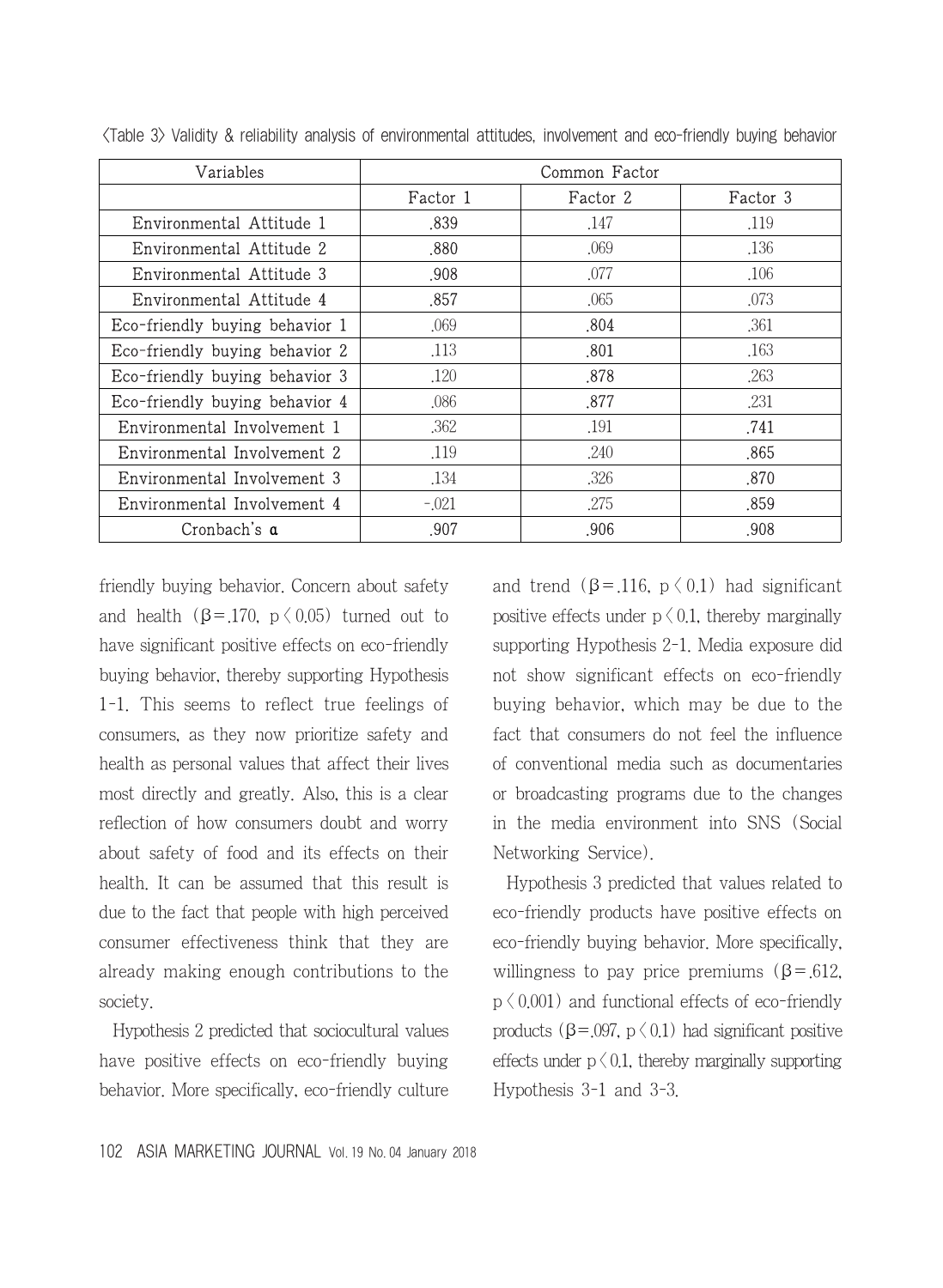〈Table 3〉 Validity & reliability analysis of environmental attitudes, involvement and eco-friendly buying behavior

| Variables | Common Factor | | |
|---|---|---|---|
| | Factor 1 | Factor 2 | Factor 3 |
| Environmental Attitude 1 | **.839** | .147 | .119 |
| Environmental Attitude 2 | **.880** | .069 | .136 |
| Environmental Attitude 3 | **.908** | .077 | .106 |
| Environmental Attitude 4 | **.857** | .065 | .073 |
| Eco-friendly buying behavior 1 | .069 | **.804** | .361 |
| Eco-friendly buying behavior 2 | .113 | **.801** | .163 |
| Eco-friendly buying behavior 3 | .120 | **.878** | .263 |
| Eco-friendly buying behavior 4 | .086 | **.877** | .231 |
| Environmental Involvement 1 | .362 | .191 | **.741** |
| Environmental Involvement 2 | .119 | .240 | **.865** |
| Environmental Involvement 3 | .134 | .326 | **.870** |
| Environmental Involvement 4 | -.021 | .275 | **.859** |
| Cronbach's α | .907 | .906 | .908 |

friendly buying behavior. Concern about safety and health ($\beta$=.170, $p < 0.05$) turned out to have significant positive effects on eco-friendly buying behavior, thereby supporting Hypothesis 1-1. This seems to reflect true feelings of consumers, as they now prioritize safety and health as personal values that affect their lives most directly and greatly. Also, this is a clear reflection of how consumers doubt and worry about safety of food and its effects on their health. It can be assumed that this result is due to the fact that people with high perceived consumer effectiveness think that they are already making enough contributions to the society.

Hypothesis 2 predicted that sociocultural values have positive effects on eco-friendly buying behavior. More specifically, eco-friendly culture and trend ($\beta$=.116, $p < 0.1$) had significant positive effects under $p < 0.1$, thereby marginally supporting Hypothesis 2-1. Media exposure did not show significant effects on eco-friendly buying behavior, which may be due to the fact that consumers do not feel the influence of conventional media such as documentaries or broadcasting programs due to the changes in the media environment into SNS (Social Networking Service).

Hypothesis 3 predicted that values related to eco-friendly products have positive effects on eco-friendly buying behavior. More specifically, willingness to pay price premiums ($\beta$=.612, $p < 0.001$) and functional effects of eco-friendly products ($\beta$=.097, $p < 0.1$) had significant positive effects under $p < 0.1$, thereby marginally supporting Hypothesis 3-1 and 3-3.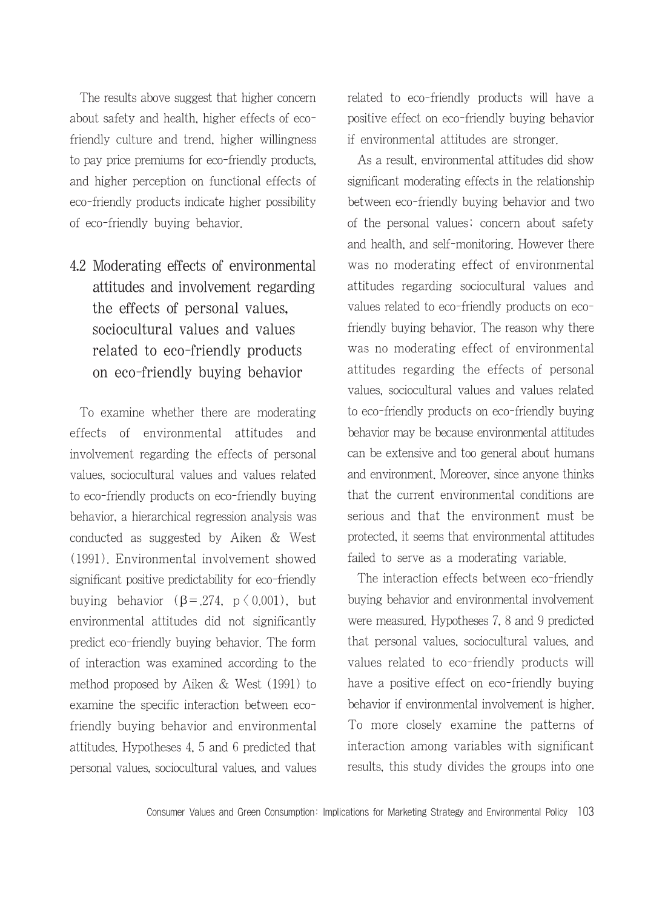The results above suggest that higher concern about safety and health, higher effects of eco-friendly culture and trend, higher willingness to pay price premiums for eco-friendly products, and higher perception on functional effects of eco-friendly products indicate higher possibility of eco-friendly buying behavior.

## 4.2 Moderating effects of environmental attitudes and involvement regarding the effects of personal values, sociocultural values and values related to eco-friendly products on eco-friendly buying behavior

To examine whether there are moderating effects of environmental attitudes and involvement regarding the effects of personal values, sociocultural values and values related to eco-friendly products on eco-friendly buying behavior, a hierarchical regression analysis was conducted as suggested by Aiken & West (1991). Environmental involvement showed significant positive predictability for eco-friendly buying behavior ($\beta = .274$, $p < 0.001$), but environmental attitudes did not significantly predict eco-friendly buying behavior. The form of interaction was examined according to the method proposed by Aiken & West (1991) to examine the specific interaction between eco-friendly buying behavior and environmental attitudes. Hypotheses 4, 5 and 6 predicted that personal values, sociocultural values, and values related to eco-friendly products will have a positive effect on eco-friendly buying behavior if environmental attitudes are stronger.

As a result, environmental attitudes did show significant moderating effects in the relationship between eco-friendly buying behavior and two of the personal values: concern about safety and health, and self-monitoring. However there was no moderating effect of environmental attitudes regarding sociocultural values and values related to eco-friendly products on eco-friendly buying behavior. The reason why there was no moderating effect of environmental attitudes regarding the effects of personal values, sociocultural values and values related to eco-friendly products on eco-friendly buying behavior may be because environmental attitudes can be extensive and too general about humans and environment. Moreover, since anyone thinks that the current environmental conditions are serious and that the environment must be protected, it seems that environmental attitudes failed to serve as a moderating variable.

The interaction effects between eco-friendly buying behavior and environmental involvement were measured. Hypotheses 7, 8 and 9 predicted that personal values, sociocultural values, and values related to eco-friendly products will have a positive effect on eco-friendly buying behavior if environmental involvement is higher. To more closely examine the patterns of interaction among variables with significant results, this study divides the groups into one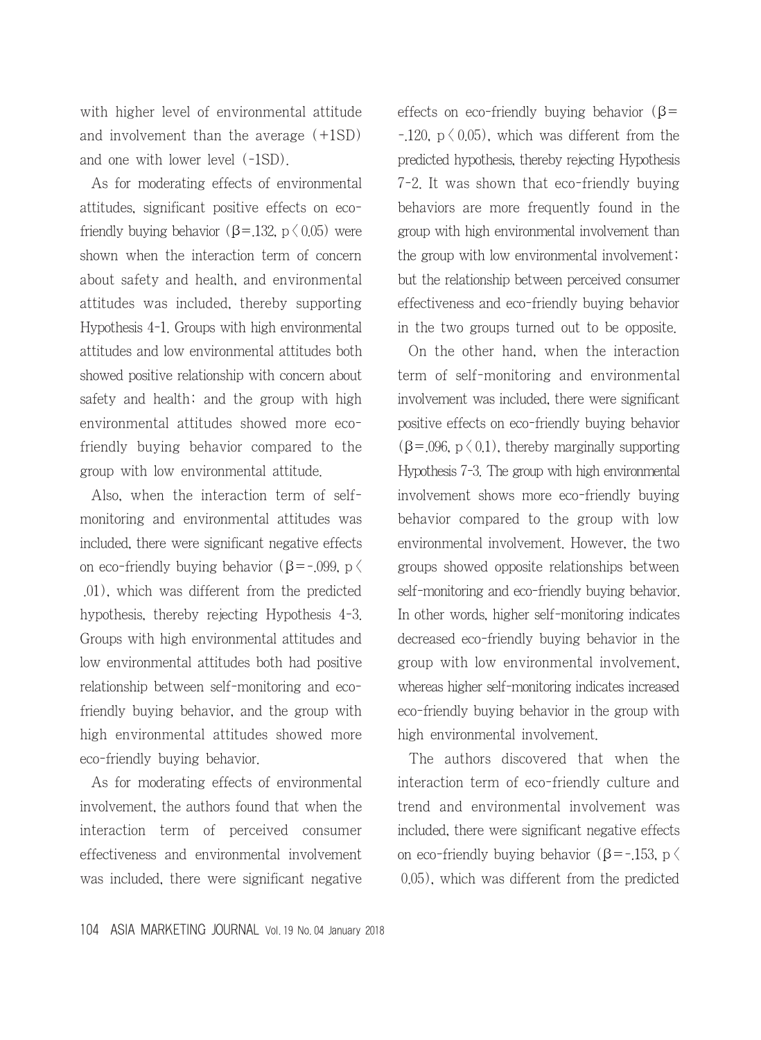with higher level of environmental attitude and involvement than the average (+1SD) and one with lower level (-1SD).

As for moderating effects of environmental attitudes, significant positive effects on eco-friendly buying behavior ($\beta$=.132, $p < 0.05$) were shown when the interaction term of concern about safety and health, and environmental attitudes was included, thereby supporting Hypothesis 4-1. Groups with high environmental attitudes and low environmental attitudes both showed positive relationship with concern about safety and health; and the group with high environmental attitudes showed more eco-friendly buying behavior compared to the group with low environmental attitude.

Also, when the interaction term of self-monitoring and environmental attitudes was included, there were significant negative effects on eco-friendly buying behavior ($\beta$=-.099, $p <$ .01), which was different from the predicted hypothesis, thereby rejecting Hypothesis 4-3. Groups with high environmental attitudes and low environmental attitudes both had positive relationship between self-monitoring and eco-friendly buying behavior, and the group with high environmental attitudes showed more eco-friendly buying behavior.

As for moderating effects of environmental involvement, the authors found that when the interaction term of perceived consumer effectiveness and environmental involvement was included, there were significant negative effects on eco-friendly buying behavior ($\beta$= -.120, $p < 0.05$), which was different from the predicted hypothesis, thereby rejecting Hypothesis 7-2. It was shown that eco-friendly buying behaviors are more frequently found in the group with high environmental involvement than the group with low environmental involvement; but the relationship between perceived consumer effectiveness and eco-friendly buying behavior in the two groups turned out to be opposite.

On the other hand, when the interaction term of self-monitoring and environmental involvement was included, there were significant positive effects on eco-friendly buying behavior ($\beta$=.096, $p < 0.1$), thereby marginally supporting Hypothesis 7-3. The group with high environmental involvement shows more eco-friendly buying behavior compared to the group with low environmental involvement. However, the two groups showed opposite relationships between self-monitoring and eco-friendly buying behavior. In other words, higher self-monitoring indicates decreased eco-friendly buying behavior in the group with low environmental involvement, whereas higher self-monitoring indicates increased eco-friendly buying behavior in the group with high environmental involvement.

The authors discovered that when the interaction term of eco-friendly culture and trend and environmental involvement was included, there were significant negative effects on eco-friendly buying behavior ($\beta$=-.153, $p <$ 0.05), which was different from the predicted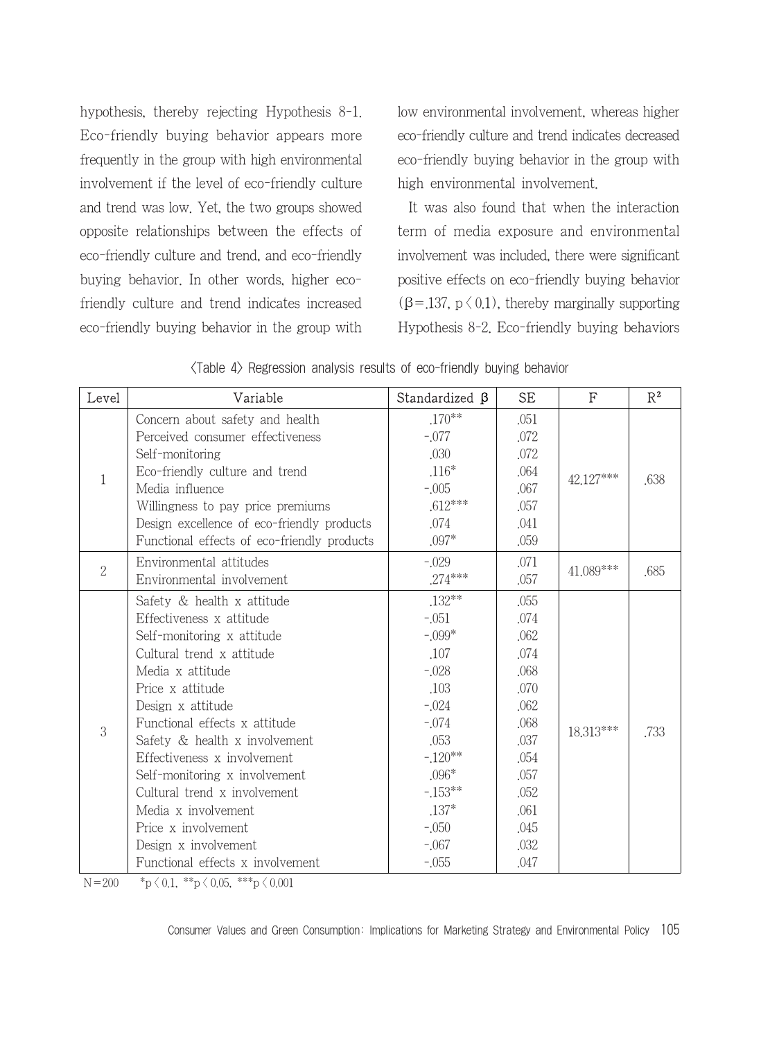hypothesis, thereby rejecting Hypothesis 8-1. Eco-friendly buying behavior appears more frequently in the group with high environmental involvement if the level of eco-friendly culture and trend was low. Yet, the two groups showed opposite relationships between the effects of eco-friendly culture and trend, and eco-friendly buying behavior. In other words, higher eco-friendly culture and trend indicates increased eco-friendly buying behavior in the group with low environmental involvement, whereas higher eco-friendly culture and trend indicates decreased eco-friendly buying behavior in the group with high environmental involvement.

It was also found that when the interaction term of media exposure and environmental involvement was included, there were significant positive effects on eco-friendly buying behavior ($\beta$=.137, $p < 0.1$), thereby marginally supporting Hypothesis 8-2. Eco-friendly buying behaviors

〈Table 4〉 Regression analysis results of eco-friendly buying behavior

| Level | Variable | Standardized $\beta$ | SE | F | $R^2$ |
|---|---|---|---|---|---|
| 1 | Concern about safety and health | .170** | .051 | 42.127*** | .638 |
| | Perceived consumer effectiveness | -.077 | .072 | | |
| | Self-monitoring | .030 | .072 | | |
| | Eco-friendly culture and trend | .116* | .064 | | |
| | Media influence | -.005 | .067 | | |
| | Willingness to pay price premiums | .612*** | .057 | | |
| | Design excellence of eco-friendly products | .074 | .041 | | |
| | Functional effects of eco-friendly products | .097* | .059 | | |
| 2 | Environmental attitudes | -.029 | .071 | 41.089*** | .685 |
| | Environmental involvement | .274*** | .057 | | |
| 3 | Safety & health x attitude | .132** | .055 | 18.313*** | .733 |
| | Effectiveness x attitude | -.051 | .074 | | |
| | Self-monitoring x attitude | -.099* | .062 | | |
| | Cultural trend x attitude | .107 | .074 | | |
| | Media x attitude | -.028 | .068 | | |
| | Price x attitude | .103 | .070 | | |
| | Design x attitude | -.024 | .062 | | |
| | Functional effects x attitude | -.074 | .068 | | |
| | Safety & health x involvement | .053 | .037 | | |
| | Effectiveness x involvement | -.120** | .054 | | |
| | Self-monitoring x involvement | .096* | .057 | | |
| | Cultural trend x involvement | -.153** | .052 | | |
| | Media x involvement | .137* | .061 | | |
| | Price x involvement | -.050 | .045 | | |
| | Design x involvement | -.067 | .032 | | |
| | Functional effects x involvement | -.055 | .047 | | |

N=200 &nbsp;&nbsp; *$p < 0.1$, **$p < 0.05$, ***$p < 0.001$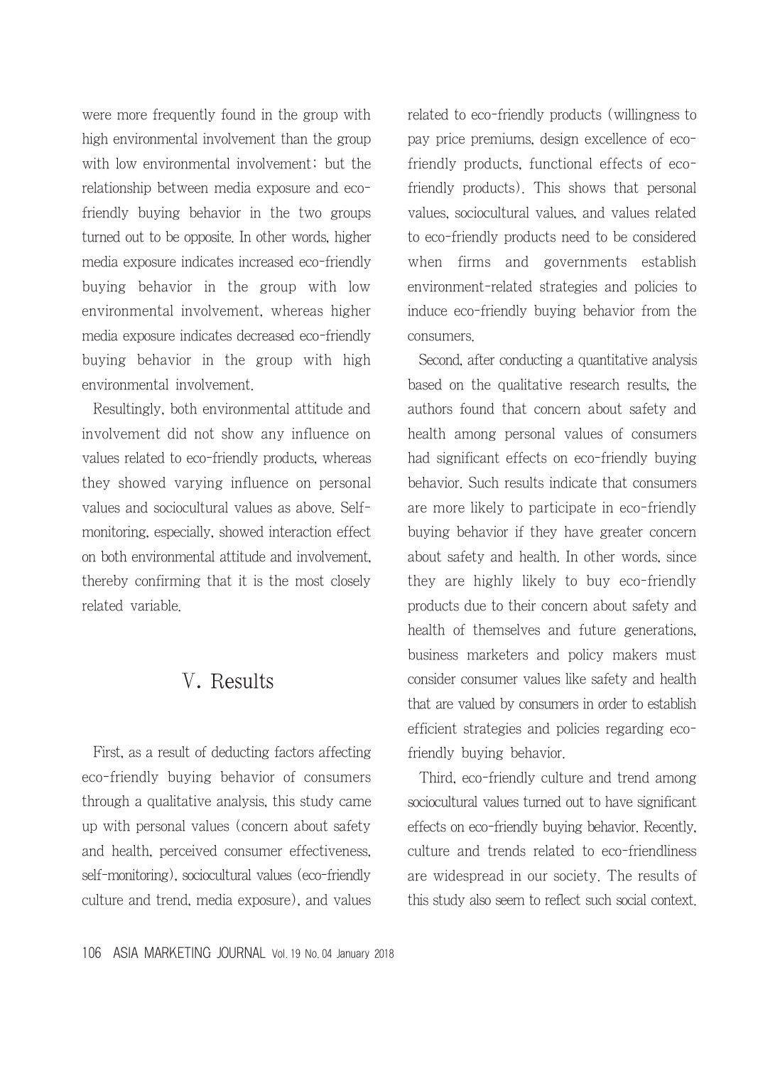were more frequently found in the group with high environmental involvement than the group with low environmental involvement; but the relationship between media exposure and eco-friendly buying behavior in the two groups turned out to be opposite. In other words, higher media exposure indicates increased eco-friendly buying behavior in the group with low environmental involvement, whereas higher media exposure indicates decreased eco-friendly buying behavior in the group with high environmental involvement.

Resultingly, both environmental attitude and involvement did not show any influence on values related to eco-friendly products, whereas they showed varying influence on personal values and sociocultural values as above. Self-monitoring, especially, showed interaction effect on both environmental attitude and involvement, thereby confirming that it is the most closely related variable.

## V. Results

First, as a result of deducting factors affecting eco-friendly buying behavior of consumers through a qualitative analysis, this study came up with personal values (concern about safety and health, perceived consumer effectiveness, self-monitoring), sociocultural values (eco-friendly culture and trend, media exposure), and values related to eco-friendly products (willingness to pay price premiums, design excellence of eco-friendly products, functional effects of eco-friendly products). This shows that personal values, sociocultural values, and values related to eco-friendly products need to be considered when firms and governments establish environment-related strategies and policies to induce eco-friendly buying behavior from the consumers.

Second, after conducting a quantitative analysis based on the qualitative research results, the authors found that concern about safety and health among personal values of consumers had significant effects on eco-friendly buying behavior. Such results indicate that consumers are more likely to participate in eco-friendly buying behavior if they have greater concern about safety and health. In other words, since they are highly likely to buy eco-friendly products due to their concern about safety and health of themselves and future generations, business marketers and policy makers must consider consumer values like safety and health that are valued by consumers in order to establish efficient strategies and policies regarding eco-friendly buying behavior.

Third, eco-friendly culture and trend among sociocultural values turned out to have significant effects on eco-friendly buying behavior. Recently, culture and trends related to eco-friendliness are widespread in our society. The results of this study also seem to reflect such social context.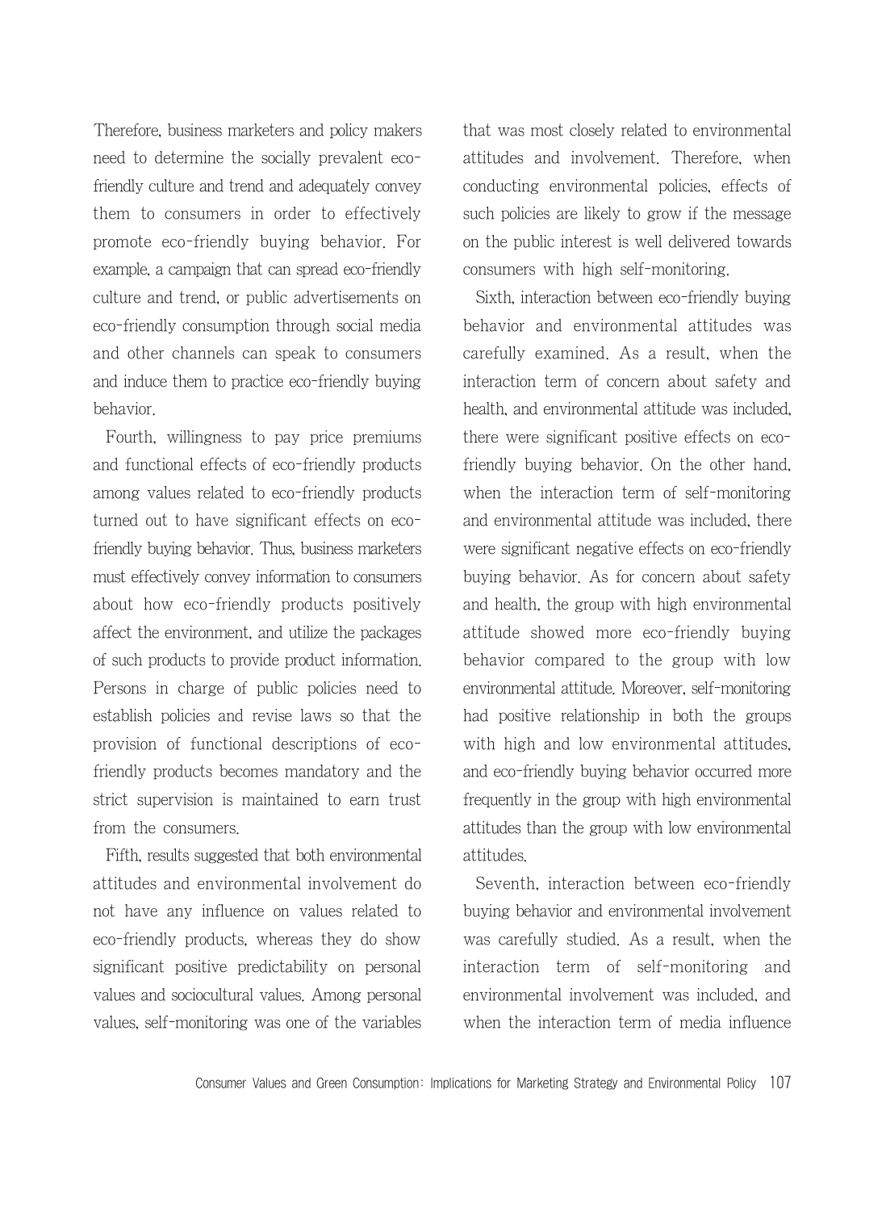Therefore, business marketers and policy makers need to determine the socially prevalent eco-friendly culture and trend and adequately convey them to consumers in order to effectively promote eco-friendly buying behavior. For example, a campaign that can spread eco-friendly culture and trend, or public advertisements on eco-friendly consumption through social media and other channels can speak to consumers and induce them to practice eco-friendly buying behavior.

Fourth, willingness to pay price premiums and functional effects of eco-friendly products among values related to eco-friendly products turned out to have significant effects on eco-friendly buying behavior. Thus, business marketers must effectively convey information to consumers about how eco-friendly products positively affect the environment, and utilize the packages of such products to provide product information. Persons in charge of public policies need to establish policies and revise laws so that the provision of functional descriptions of eco-friendly products becomes mandatory and the strict supervision is maintained to earn trust from the consumers.

Fifth, results suggested that both environmental attitudes and environmental involvement do not have any influence on values related to eco-friendly products, whereas they do show significant positive predictability on personal values and sociocultural values. Among personal values, self-monitoring was one of the variables that was most closely related to environmental attitudes and involvement. Therefore, when conducting environmental policies, effects of such policies are likely to grow if the message on the public interest is well delivered towards consumers with high self-monitoring.

Sixth, interaction between eco-friendly buying behavior and environmental attitudes was carefully examined. As a result, when the interaction term of concern about safety and health, and environmental attitude was included, there were significant positive effects on eco-friendly buying behavior. On the other hand, when the interaction term of self-monitoring and environmental attitude was included, there were significant negative effects on eco-friendly buying behavior. As for concern about safety and health, the group with high environmental attitude showed more eco-friendly buying behavior compared to the group with low environmental attitude. Moreover, self-monitoring had positive relationship in both the groups with high and low environmental attitudes, and eco-friendly buying behavior occurred more frequently in the group with high environmental attitudes than the group with low environmental attitudes.

Seventh, interaction between eco-friendly buying behavior and environmental involvement was carefully studied. As a result, when the interaction term of self-monitoring and environmental involvement was included, and when the interaction term of media influence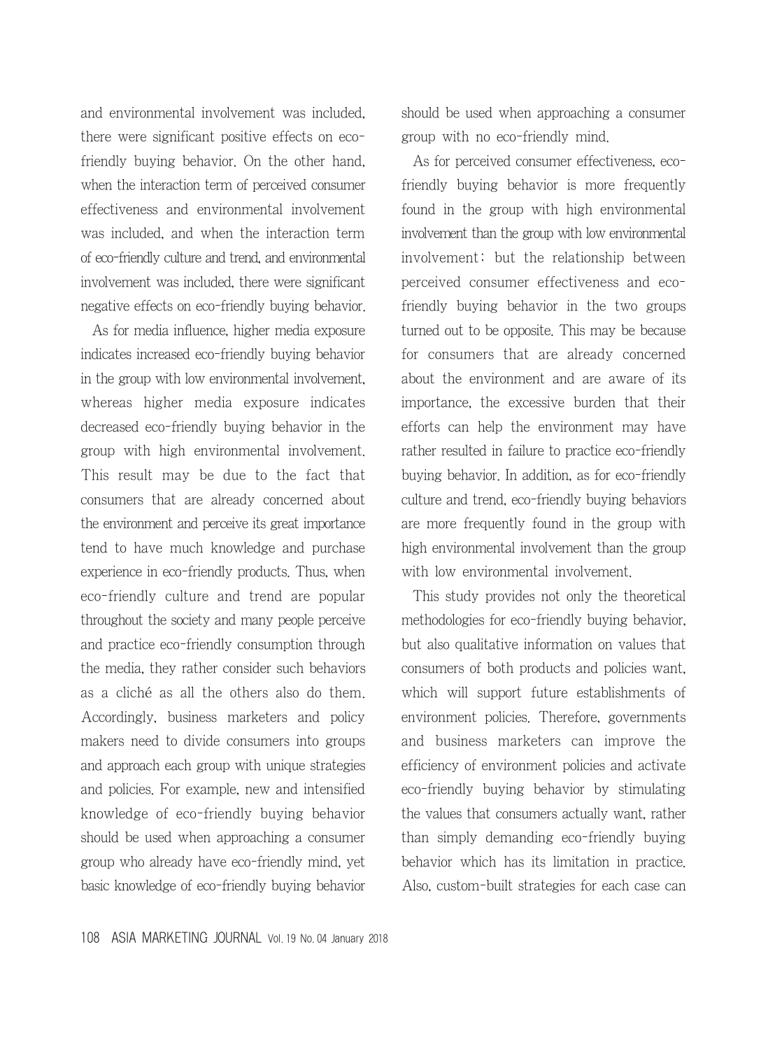and environmental involvement was included, there were significant positive effects on eco-friendly buying behavior. On the other hand, when the interaction term of perceived consumer effectiveness and environmental involvement was included, and when the interaction term of eco-friendly culture and trend, and environmental involvement was included, there were significant negative effects on eco-friendly buying behavior.

As for media influence, higher media exposure indicates increased eco-friendly buying behavior in the group with low environmental involvement, whereas higher media exposure indicates decreased eco-friendly buying behavior in the group with high environmental involvement. This result may be due to the fact that consumers that are already concerned about the environment and perceive its great importance tend to have much knowledge and purchase experience in eco-friendly products. Thus, when eco-friendly culture and trend are popular throughout the society and many people perceive and practice eco-friendly consumption through the media, they rather consider such behaviors as a cliché as all the others also do them. Accordingly, business marketers and policy makers need to divide consumers into groups and approach each group with unique strategies and policies. For example, new and intensified knowledge of eco-friendly buying behavior should be used when approaching a consumer group who already have eco-friendly mind, yet basic knowledge of eco-friendly buying behavior should be used when approaching a consumer group with no eco-friendly mind.

As for perceived consumer effectiveness, eco-friendly buying behavior is more frequently found in the group with high environmental involvement than the group with low environmental involvement; but the relationship between perceived consumer effectiveness and eco-friendly buying behavior in the two groups turned out to be opposite. This may be because for consumers that are already concerned about the environment and are aware of its importance, the excessive burden that their efforts can help the environment may have rather resulted in failure to practice eco-friendly buying behavior. In addition, as for eco-friendly culture and trend, eco-friendly buying behaviors are more frequently found in the group with high environmental involvement than the group with low environmental involvement.

This study provides not only the theoretical methodologies for eco-friendly buying behavior, but also qualitative information on values that consumers of both products and policies want, which will support future establishments of environment policies. Therefore, governments and business marketers can improve the efficiency of environment policies and activate eco-friendly buying behavior by stimulating the values that consumers actually want, rather than simply demanding eco-friendly buying behavior which has its limitation in practice. Also, custom-built strategies for each case can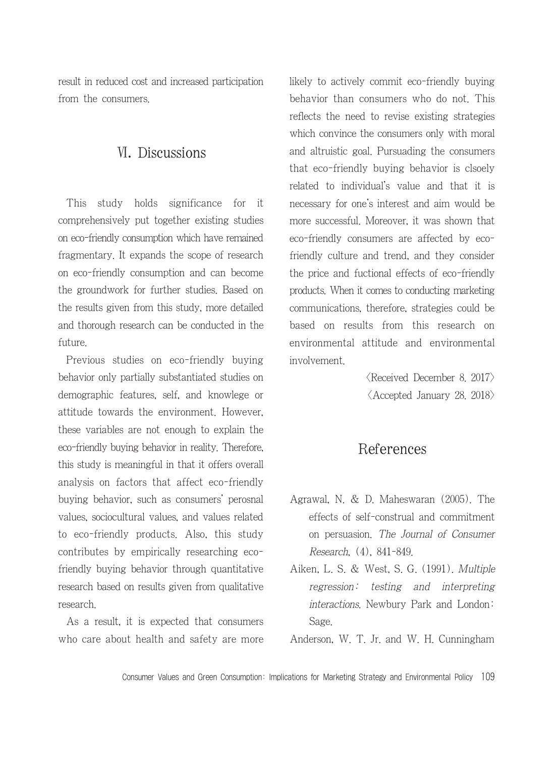result in reduced cost and increased participation from the consumers.

## Ⅵ. Discussions

This study holds significance for it comprehensively put together existing studies on eco-friendly consumption which have remained fragmentary. It expands the scope of research on eco-friendly consumption and can become the groundwork for further studies. Based on the results given from this study, more detailed and thorough research can be conducted in the future.

Previous studies on eco-friendly buying behavior only partially substantiated studies on demographic features, self, and knowlege or attitude towards the environment. However, these variables are not enough to explain the eco-friendly buying behavior in reality. Therefore, this study is meaningful in that it offers overall analysis on factors that affect eco-friendly buying behavior, such as consumers' perosnal values, sociocultural values, and values related to eco-friendly products. Also, this study contributes by empirically researching eco-friendly buying behavior through quantitative research based on results given from qualitative research.

As a result, it is expected that consumers who care about health and safety are more likely to actively commit eco-friendly buying behavior than consumers who do not. This reflects the need to revise existing strategies which convince the consumers only with moral and altruistic goal. Pursuading the consumers that eco-friendly buying behavior is clsoely related to individual's value and that it is necessary for one's interest and aim would be more successful. Moreover, it was shown that eco-friendly consumers are affected by eco-friendly culture and trend, and they consider the price and fuctional effects of eco-friendly products. When it comes to conducting marketing communications, therefore, strategies could be based on results from this research on environmental attitude and environmental involvement.

〈Received December 8. 2017〉
〈Accepted January 28. 2018〉

## References

Agrawal, N. & D. Maheswaran (2005). The effects of self-construal and commitment on persuasion. *The Journal of Consumer Research*, (4), 841-849.

Aiken, L. S. & West, S. G. (1991). *Multiple regression: testing and interpreting interactions*. Newbury Park and London: Sage.

Anderson, W. T. Jr. and W. H. Cunningham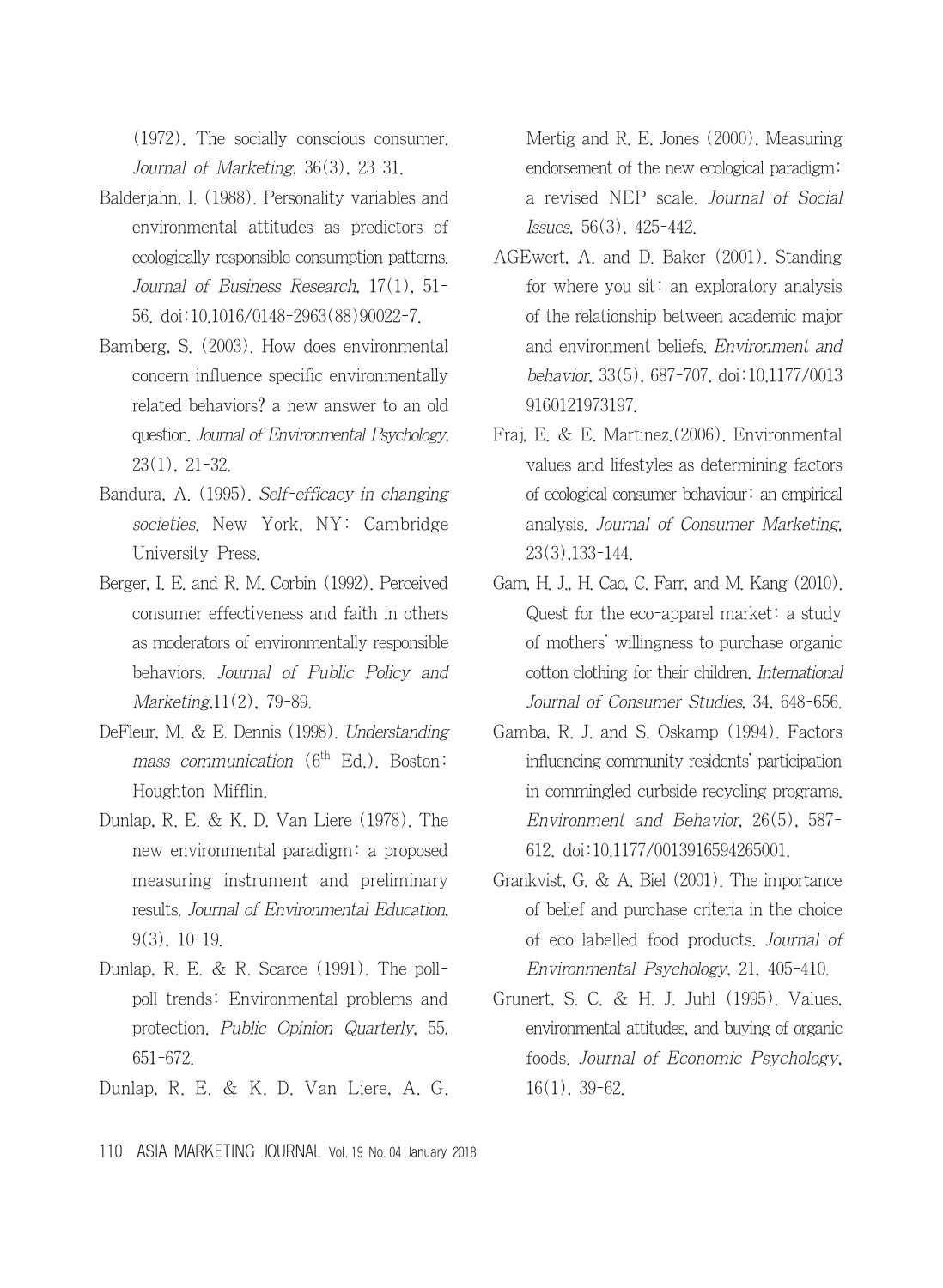(1972). The socially conscious consumer. *Journal of Marketing*, 36(3), 23-31.

Balderjahn, I. (1988). Personality variables and environmental attitudes as predictors of ecologically responsible consumption patterns. *Journal of Business Research*, 17(1), 51-56. doi:10.1016/0148-2963(88)90022-7.

Bamberg, S. (2003). How does environmental concern influence specific environmentally related behaviors? a new answer to an old question. *Journal of Environmental Psychology*, 23(1), 21-32.

Bandura, A. (1995). *Self-efficacy in changing societies*. New York, NY: Cambridge University Press.

Berger, I. E. and R. M. Corbin (1992). Perceived consumer effectiveness and faith in others as moderators of environmentally responsible behaviors. *Journal of Public Policy and Marketing*,11(2), 79-89.

DeFleur, M. & E. Dennis (1998). *Understanding mass communication* (6th Ed.). Boston: Houghton Mifflin.

Dunlap, R. E. & K. D. Van Liere (1978). The new environmental paradigm: a proposed measuring instrument and preliminary results. *Journal of Environmental Education*, 9(3), 10-19.

Dunlap, R. E. & R. Scarce (1991). The poll-poll trends: Environmental problems and protection. *Public Opinion Quarterly*, 55, 651-672.

Dunlap, R. E. & K. D. Van Liere, A. G. Mertig and R. E. Jones (2000). Measuring endorsement of the new ecological paradigm: a revised NEP scale. *Journal of Social Issues*, 56(3), 425-442.

AGEwert, A. and D. Baker (2001). Standing for where you sit: an exploratory analysis of the relationship between academic major and environment beliefs. *Environment and behavior*, 33(5), 687-707. doi:10.1177/0013 9160121973197.

Fraj, E. & E. Martinez.(2006). Environmental values and lifestyles as determining factors of ecological consumer behaviour: an empirical analysis. *Journal of Consumer Marketing*, 23(3),133-144.

Gam, H. J., H. Cao, C. Farr, and M. Kang (2010). Quest for the eco-apparel market: a study of mothers' willingness to purchase organic cotton clothing for their children. *International Journal of Consumer Studies*, 34, 648-656.

Gamba, R. J. and S. Oskamp (1994). Factors influencing community residents' participation in commingled curbside recycling programs. *Environment and Behavior*, 26(5), 587-612. doi:10.1177/0013916594265001.

Grankvist, G. & A. Biel (2001). The importance of belief and purchase criteria in the choice of eco-labelled food products. *Journal of Environmental Psychology*, 21, 405-410.

Grunert, S. C. & H. J. Juhl (1995). Values, environmental attitudes, and buying of organic foods. *Journal of Economic Psychology*, 16(1), 39-62.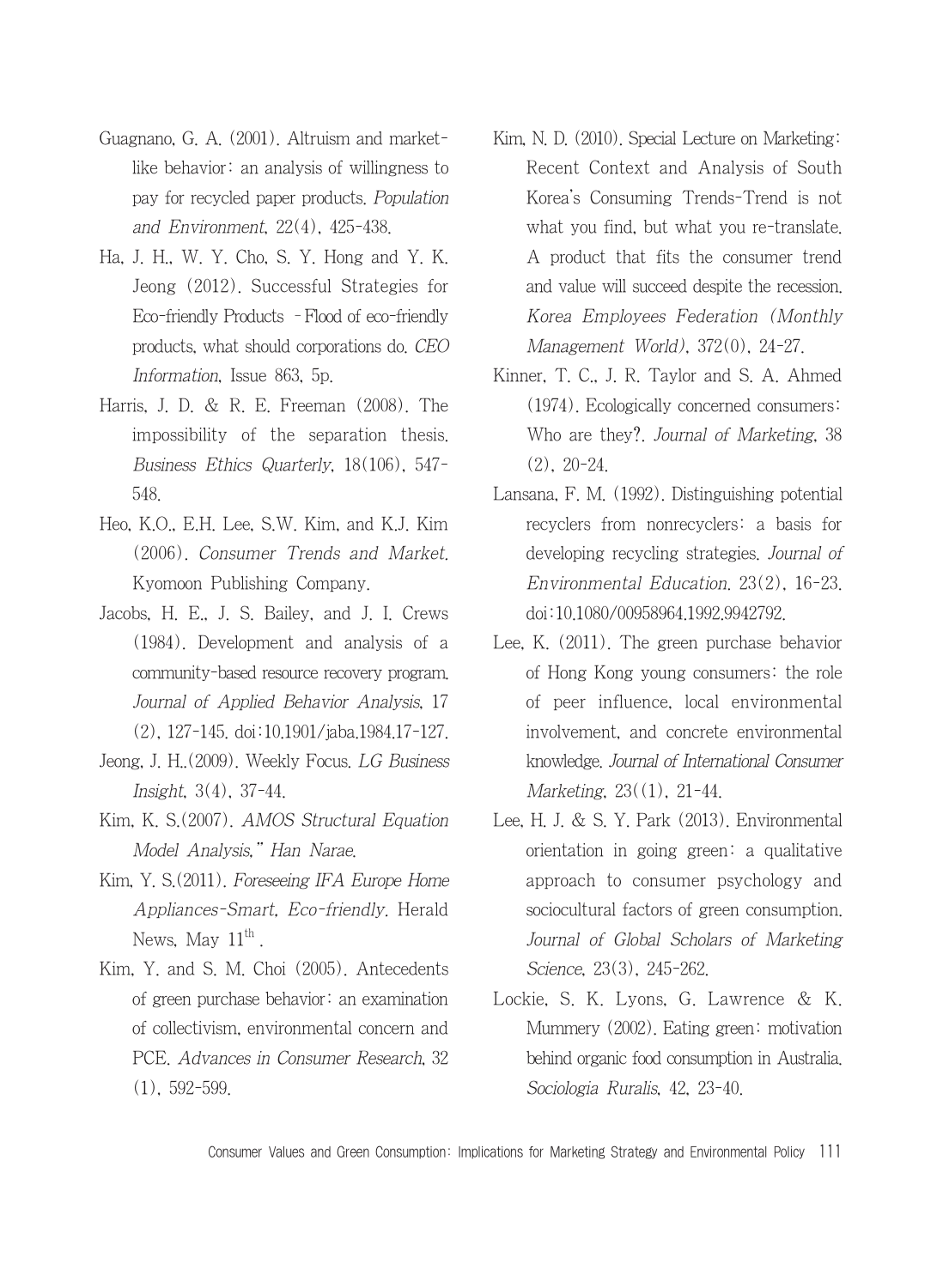Guagnano, G. A. (2001). Altruism and market-like behavior: an analysis of willingness to pay for recycled paper products. *Population and Environment*, 22(4), 425-438.

Ha, J. H., W. Y. Cho, S. Y. Hong and Y. K. Jeong (2012). Successful Strategies for Eco-friendly Products –Flood of eco-friendly products, what should corporations do. *CEO Information*, Issue 863, 5p.

Harris, J. D. & R. E. Freeman (2008). The impossibility of the separation thesis. *Business Ethics Quarterly*, 18(106), 547-548.

Heo, K.O., E.H. Lee, S.W. Kim, and K.J. Kim (2006). *Consumer Trends and Market*. Kyomoon Publishing Company.

Jacobs, H. E., J. S. Bailey, and J. I. Crews (1984). Development and analysis of a community-based resource recovery program. *Journal of Applied Behavior Analysis*, 17 (2), 127-145. doi:10.1901/jaba.1984.17-127.

Jeong, J. H..(2009). Weekly Focus. *LG Business Insight*, 3(4), 37-44.

Kim, K. S.(2007). *AMOS Structural Equation Model Analysis*," *Han Narae*.

Kim, Y. S.(2011). *Foreseeing IFA Europe Home Appliances-Smart, Eco-friendly*. Herald News, May 11th.

Kim, Y. and S. M. Choi (2005). Antecedents of green purchase behavior: an examination of collectivism, environmental concern and PCE. *Advances in Consumer Research*, 32 (1), 592-599.

Kim, N. D. (2010). Special Lecture on Marketing: Recent Context and Analysis of South Korea's Consuming Trends-Trend is not what you find, but what you re-translate. A product that fits the consumer trend and value will succeed despite the recession. *Korea Employees Federation (Monthly Management World)*, 372(0), 24-27.

Kinner, T. C., J. R. Taylor and S. A. Ahmed (1974). Ecologically concerned consumers: Who are they?. *Journal of Marketing*, 38 (2), 20-24.

Lansana, F. M. (1992). Distinguishing potential recyclers from nonrecyclers: a basis for developing recycling strategies. *Journal of Environmental Education*. 23(2), 16-23. doi:10.1080/00958964.1992.9942792.

Lee, K. (2011). The green purchase behavior of Hong Kong young consumers: the role of peer influence, local environmental involvement, and concrete environmental knowledge. *Journal of International Consumer Marketing*, 23((1), 21-44.

Lee, H. J. & S. Y. Park (2013). Environmental orientation in going green: a qualitative approach to consumer psychology and sociocultural factors of green consumption. *Journal of Global Scholars of Marketing Science*, 23(3), 245-262.

Lockie, S. K. Lyons, G. Lawrence & K. Mummery (2002). Eating green: motivation behind organic food consumption in Australia. *Sociologia Ruralis*, 42, 23-40.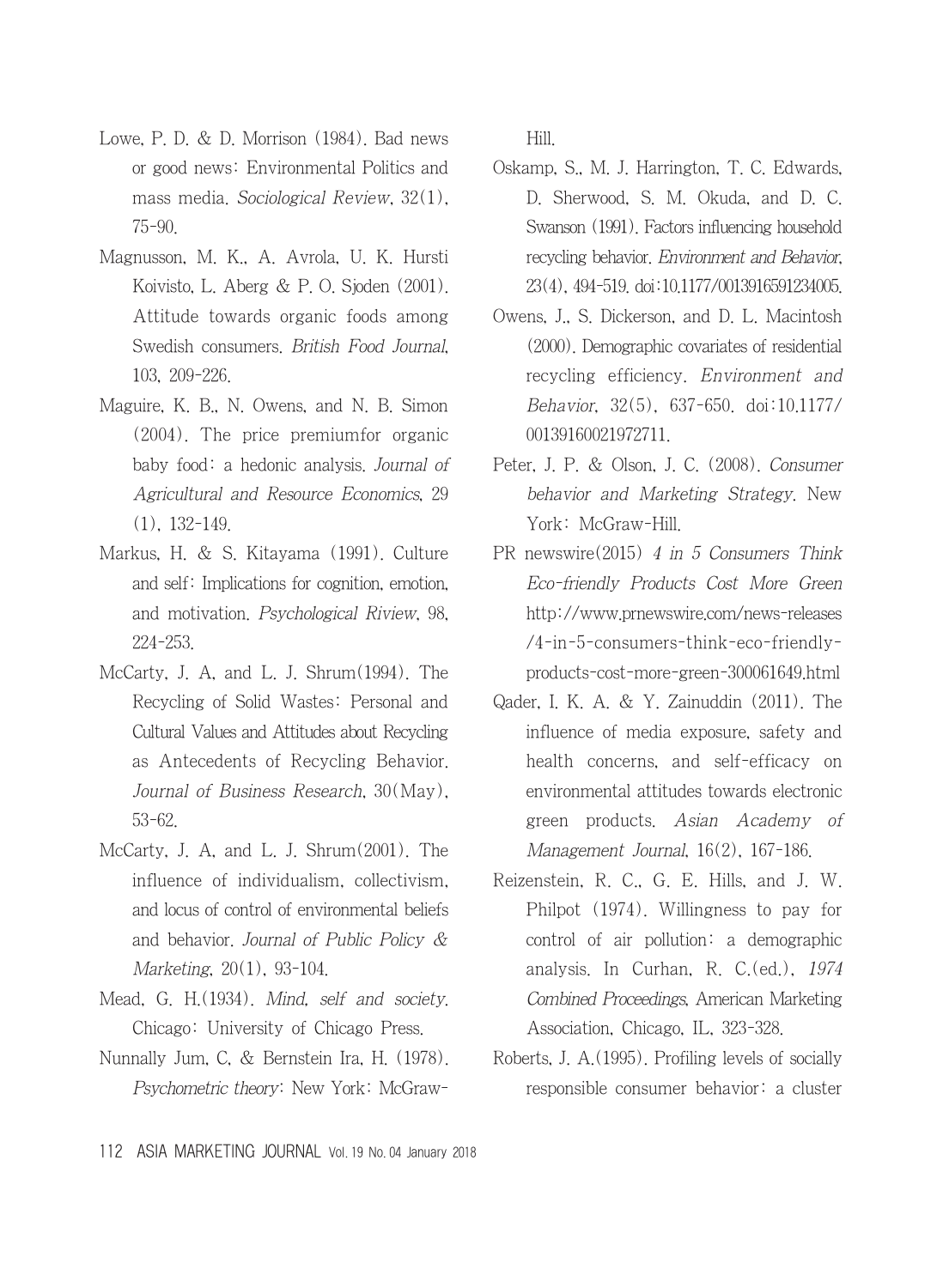Lowe, P. D. & D. Morrison (1984). Bad news or good news: Environmental Politics and mass media. *Sociological Review*, 32(1), 75-90.

Magnusson, M. K., A. Avrola, U. K. Hursti Koivisto, L. Aberg & P. O. Sjoden (2001). Attitude towards organic foods among Swedish consumers. *British Food Journal*, 103, 209-226.

Maguire, K. B., N. Owens, and N. B. Simon (2004). The price premiumfor organic baby food: a hedonic analysis. *Journal of Agricultural and Resource Economics*, 29 (1), 132-149.

Markus, H. & S. Kitayama (1991). Culture and self: Implications for cognition, emotion, and motivation. *Psychological Riview*, 98, 224-253.

McCarty, J. A, and L. J. Shrum(1994). The Recycling of Solid Wastes: Personal and Cultural Values and Attitudes about Recycling as Antecedents of Recycling Behavior. *Journal of Business Research*, 30(May), 53-62.

McCarty, J. A, and L. J. Shrum(2001). The influence of individualism, collectivism, and locus of control of environmental beliefs and behavior. *Journal of Public Policy & Marketing*, 20(1), 93-104.

Mead, G. H.(1934). *Mind, self and society*. Chicago: University of Chicago Press.

Nunnally Jum, C, & Bernstein Ira, H. (1978). *Psychometric theory*: New York: McGraw-Hill.

Oskamp, S., M. J. Harrington, T. C. Edwards, D. Sherwood, S. M. Okuda, and D. C. Swanson (1991). Factors influencing household recycling behavior. *Environment and Behavior*, 23(4), 494-519. doi:10.1177/0013916591234005.

Owens, J., S. Dickerson, and D. L. Macintosh (2000). Demographic covariates of residential recycling efficiency. *Environment and Behavior*, 32(5), 637-650. doi:10.1177/00139160021972711.

Peter, J. P. & Olson, J. C. (2008). *Consumer behavior and Marketing Strategy*. New York: McGraw-Hill.

PR newswire(2015) *4 in 5 Consumers Think Eco-friendly Products Cost More Green* http://www.prnewswire.com/news-releases/4-in-5-consumers-think-eco-friendly-products-cost-more-green-300061649.html

Qader, I. K. A. & Y. Zainuddin (2011). The influence of media exposure, safety and health concerns, and self-efficacy on environmental attitudes towards electronic green products. *Asian Academy of Management Journal*, 16(2), 167-186.

Reizenstein, R. C., G. E. Hills, and J. W. Philpot (1974). Willingness to pay for control of air pollution: a demographic analysis. In Curhan, R. C.(ed.), *1974 Combined Proceedings*, American Marketing Association, Chicago, IL, 323-328.

Roberts, J. A.(1995). Profiling levels of socially responsible consumer behavior: a cluster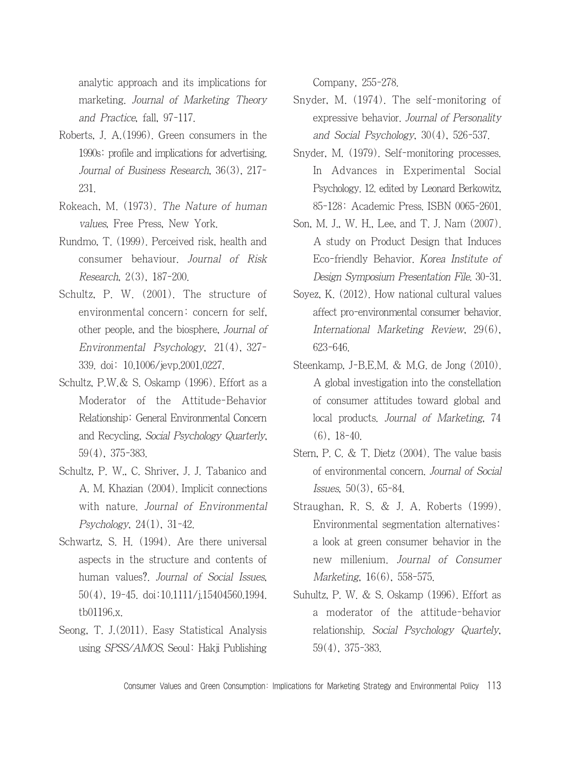analytic approach and its implications for marketing. *Journal of Marketing Theory and Practice*, fall, 97-117.

Roberts, J. A.(1996). Green consumers in the 1990s: profile and implications for advertising. *Journal of Business Research*, 36(3), 217-231.

Rokeach, M. (1973). *The Nature of human values*, Free Press, New York.

Rundmo, T. (1999). Perceived risk, health and consumer behaviour. *Journal of Risk Research*, 2(3), 187-200.

Schultz, P. W. (2001). The structure of environmental concern: concern for self, other people, and the biosphere, *Journal of Environmental Psychology*, 21(4), 327-339. doi: 10.1006/jevp.2001.0227.

Schultz, P.W.& S. Oskamp (1996). Effort as a Moderator of the Attitude-Behavior Relationship: General Environmental Concern and Recycling, *Social Psychology Quarterly*, 59(4), 375-383.

Schultz, P. W., C. Shriver, J. J. Tabanico and A. M. Khazian (2004). Implicit connections with nature. *Journal of Environmental Psychology*, 24(1), 31-42.

Schwartz, S. H. (1994). Are there universal aspects in the structure and contents of human values?. *Journal of Social Issues*, 50(4), 19-45. doi:10.1111/j.15404560.1994.tb01196.x.

Seong, T. J.(2011). Easy Statistical Analysis using *SPSS/AMOS*. Seoul: Hakji Publishing Company, 255-278.

Snyder, M. (1974). The self-monitoring of expressive behavior. *Journal of Personality and Social Psychology*, 30(4), 526-537.

Snyder, M. (1979). Self-monitoring processes. In Advances in Experimental Social Psychology. 12. edited by Leonard Berkowitz, 85-128: Academic Press. ISBN 0065-2601.

Son, M. J., W. H., Lee, and T. J. Nam (2007). A study on Product Design that Induces Eco-friendly Behavior. *Korea Institute of Design Symposium Presentation File*. 30-31.

Soyez, K. (2012). How national cultural values affect pro-environmental consumer behavior. *International Marketing Review*, 29(6), 623-646.

Steenkamp, J-B.E.M. & M.G. de Jong (2010). A global investigation into the constellation of consumer attitudes toward global and local products. *Journal of Marketing*, 74 (6), 18-40.

Stern, P. C. & T. Dietz (2004). The value basis of environmental concern. *Journal of Social Issues*, 50(3), 65-84.

Straughan, R. S. & J. A. Roberts (1999). Environmental segmentation alternatives: a look at green consumer behavior in the new millenium. *Journal of Consumer Marketing*, 16(6), 558-575.

Suhultz, P. W. & S. Oskamp (1996). Effort as a moderator of the attitude-behavior relationship. *Social Psychology Quartely*, 59(4), 375-383.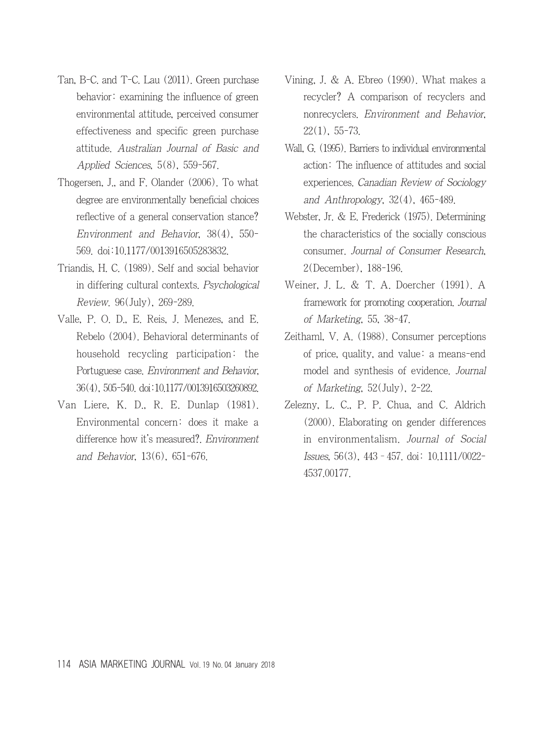Tan, B-C. and T-C. Lau (2011). Green purchase behavior: examining the influence of green environmental attitude, perceived consumer effectiveness and specific green purchase attitude. *Australian Journal of Basic and Applied Sciences*, 5(8), 559-567.

Thogersen, J., and F. Olander (2006). To what degree are environmentally beneficial choices reflective of a general conservation stance? *Environment and Behavior*, 38(4), 550-569. doi:10.1177/0013916505283832.

Triandis, H. C. (1989). Self and social behavior in differing cultural contexts. *Psychological Review*. 96(July), 269-289.

Valle, P. O. D., E. Reis, J. Menezes, and E. Rebelo (2004). Behavioral determinants of household recycling participation: the Portuguese case. *Environment and Behavior*, 36(4), 505-540. doi:10.1177/0013916503260892.

Van Liere, K. D., R. E. Dunlap (1981). Environmental concern: does it make a difference how it's measured?. *Environment and Behavior*, 13(6), 651-676.

Vining, J. & A. Ebreo (1990). What makes a recycler? A comparison of recyclers and nonrecyclers. *Environment and Behavior*, 22(1), 55-73.

Wall, G. (1995). Barriers to individual environmental action: The influence of attitudes and social experiences. *Canadian Review of Sociology and Anthropology*, 32(4), 465-489.

Webster, Jr. & E. Frederick (1975). Determining the characteristics of the socially conscious consumer. *Journal of Consumer Research*, 2(December), 188-196.

Weiner, J. L. & T. A. Doercher (1991). A framework for promoting cooperation. *Journal of Marketing*, 55, 38-47.

Zeithaml, V. A. (1988). Consumer perceptions of price, quality, and value: a means-end model and synthesis of evidence. *Journal of Marketing*, 52(July), 2-22.

Zelezny, L. C., P. P. Chua, and C. Aldrich (2000). Elaborating on gender differences in environmentalism. *Journal of Social Issues*, 56(3), 443–457. doi: 10.1111/0022-4537.00177.